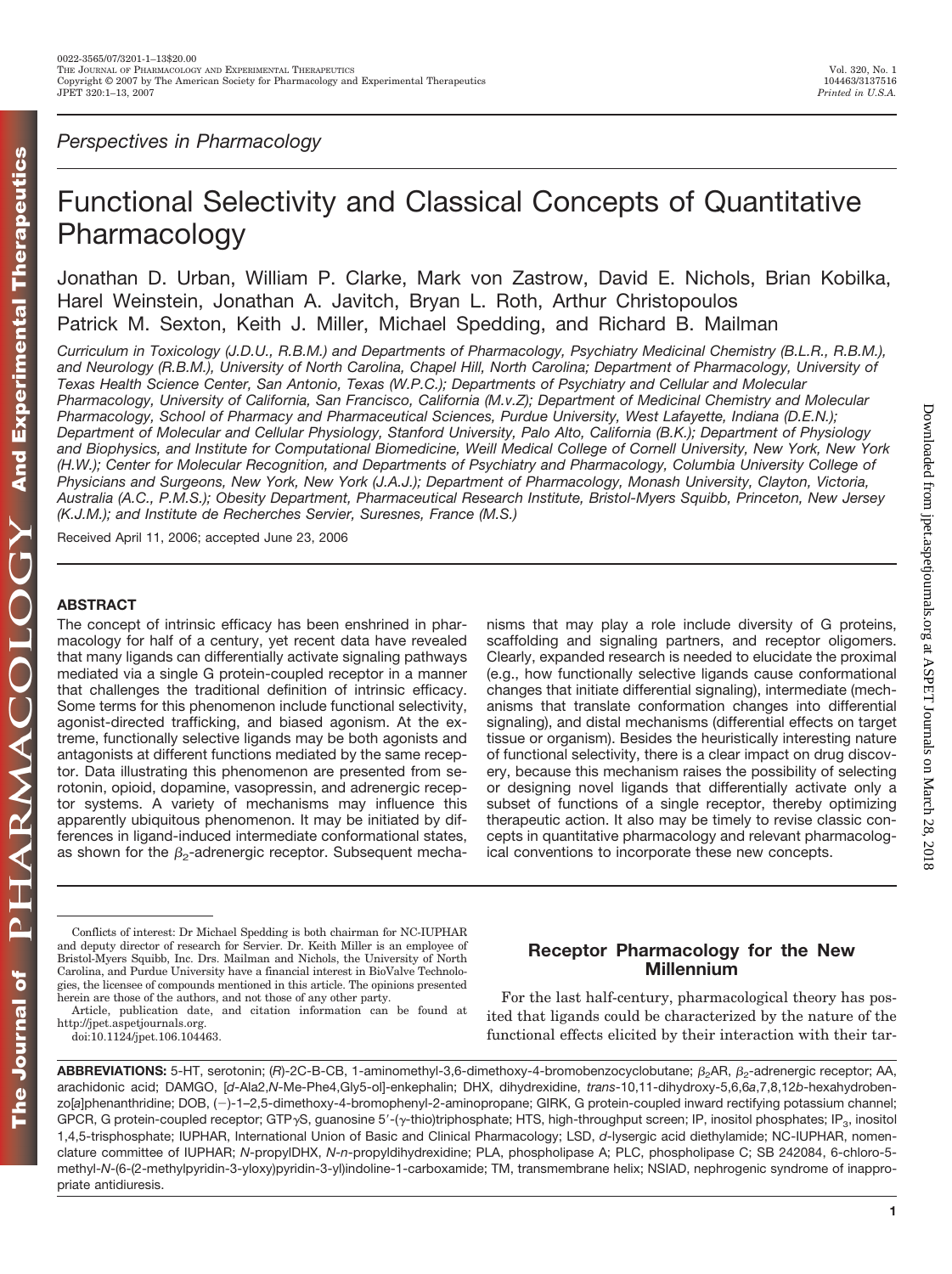*Perspectives in Pharmacology*

# Functional Selectivity and Classical Concepts of Quantitative Pharmacology

Jonathan D. Urban, William P. Clarke, Mark von Zastrow, David E. Nichols, Brian Kobilka, Harel Weinstein, Jonathan A. Javitch, Bryan L. Roth, Arthur Christopoulos Patrick M. Sexton, Keith J. Miller, Michael Spedding, and Richard B. Mailman

*Curriculum in Toxicology (J.D.U., R.B.M.) and Departments of Pharmacology, Psychiatry Medicinal Chemistry (B.L.R., R.B.M.), and Neurology (R.B.M.), University of North Carolina, Chapel Hill, North Carolina; Department of Pharmacology, University of Texas Health Science Center, San Antonio, Texas (W.P.C.); Departments of Psychiatry and Cellular and Molecular Pharmacology, University of California, San Francisco, California (M.v.Z); Department of Medicinal Chemistry and Molecular Pharmacology, School of Pharmacy and Pharmaceutical Sciences, Purdue University, West Lafayette, Indiana (D.E.N.); Department of Molecular and Cellular Physiology, Stanford University, Palo Alto, California (B.K.); Department of Physiology and Biophysics, and Institute for Computational Biomedicine, Weill Medical College of Cornell University, New York, New York (H.W.); Center for Molecular Recognition, and Departments of Psychiatry and Pharmacology, Columbia University College of Physicians and Surgeons, New York, New York (J.A.J.); Department of Pharmacology, Monash University, Clayton, Victoria, Australia (A.C., P.M.S.); Obesity Department, Pharmaceutical Research Institute, Bristol-Myers Squibb, Princeton, New Jersey (K.J.M.); and Institute de Recherches Servier, Suresnes, France (M.S.)*

Received April 11, 2006; accepted June 23, 2006

## ABSTRACT

The concept of intrinsic efficacy has been enshrined in pharmacology for half of a century, yet recent data have revealed that many ligands can differentially activate signaling pathways mediated via a single G protein-coupled receptor in a manner that challenges the traditional definition of intrinsic efficacy. Some terms for this phenomenon include functional selectivity, agonist-directed trafficking, and biased agonism. At the extreme, functionally selective ligands may be both agonists and antagonists at different functions mediated by the same receptor. Data illustrating this phenomenon are presented from serotonin, opioid, dopamine, vasopressin, and adrenergic receptor systems. A variety of mechanisms may influence this apparently ubiquitous phenomenon. It may be initiated by differences in ligand-induced intermediate conformational states, as shown for the $\beta_2$-adrenergic receptor. Subsequent mechanisms that may play a role include diversity of G proteins, scaffolding and signaling partners, and receptor oligomers. Clearly, expanded research is needed to elucidate the proximal (e.g., how functionally selective ligands cause conformational changes that initiate differential signaling), intermediate (mechanisms that translate conformation changes into differential signaling), and distal mechanisms (differential effects on target tissue or organism). Besides the heuristically interesting nature of functional selectivity, there is a clear impact on drug discovery, because this mechanism raises the possibility of selecting or designing novel ligands that differentially activate only a subset of functions of a single receptor, thereby optimizing therapeutic action. It also may be timely to revise classic concepts in quantitative pharmacology and relevant pharmacological conventions to incorporate these new concepts.

## Receptor Pharmacology for the New Millennium

For the last half-century, pharmacological theory has posited that ligands could be characterized by the nature of the functional effects elicited by their interaction with their tar-

Conflicts of interest: Dr Michael Spedding is both chairman for NC-IUPHAR and deputy director of research for Servier. Dr. Keith Miller is an employee of Bristol-Myers Squibb, Inc. Drs. Mailman and Nichols, the University of North Carolina, and Purdue University have a financial interest in BioValve Technologies, the licensee of compounds mentioned in this article. The opinions presented herein are those of the authors, and not those of any other party.

Article, publication date, and citation information can be found at http://jpet.aspetjournals.org.

doi:10.1124/jpet.106.104463.

**ABBREVIATIONS:** 5-HT, serotonin; (*R*)-2C-B-CB, 1-aminomethyl-3,6-dimethoxy-4-bromobenzocyclobutane; $\beta_2$AR, $\beta_2$-adrenergic receptor; AA, arachidonic acid; DAMGO, [*d*-Ala2,*N*-Me-Phe4,Gly5-ol]-enkephalin; DHX, dihydrexidine, *trans*-10,11-dihydroxy-5,6,6*a*,7,8,12*b*-hexahydrobenzo[*a*]phenanthridine; DOB, (−)-1–2,5-dimethoxy-4-bromophenyl-2-aminopropane; GIRK, G protein-coupled inward rectifying potassium channel; GPCR, G protein-coupled receptor; GTP$\gamma$S, guanosine 5′-($\gamma$-thio)triphosphate; HTS, high-throughput screen; IP, inositol phosphates; $IP_3$, inositol 1,4,5-trisphosphate; IUPHAR, International Union of Basic and Clinical Pharmacology; LSD, *d*-lysergic acid diethylamide; NC-IUPHAR, nomenclature committee of IUPHAR; *N*-propylDHX, *N*-*n*-propyldihydrexidine; PLA, phospholipase A; PLC, phospholipase C; SB 242084, 6-chloro-5-methyl-*N*-(6-(2-methylpyridin-3-yloxy)pyridin-3-yl)indoline-1-carboxamide; TM, transmembrane helix; NSIAD, nephrogenic syndrome of inappropriate antidiuresis.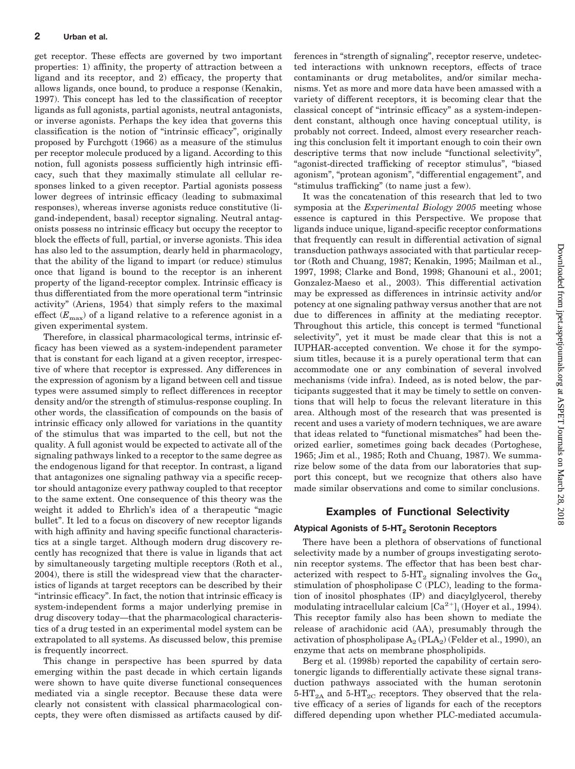get receptor. These effects are governed by two important properties: 1) affinity, the property of attraction between a ligand and its receptor, and 2) efficacy, the property that allows ligands, once bound, to produce a response (Kenakin, 1997). This concept has led to the classification of receptor ligands as full agonists, partial agonists, neutral antagonists, or inverse agonists. Perhaps the key idea that governs this classification is the notion of "intrinsic efficacy", originally proposed by Furchgott (1966) as a measure of the stimulus per receptor molecule produced by a ligand. According to this notion, full agonists possess sufficiently high intrinsic efficacy, such that they maximally stimulate all cellular responses linked to a given receptor. Partial agonists possess lower degrees of intrinsic efficacy (leading to submaximal responses), whereas inverse agonists reduce constitutive (ligand-independent, basal) receptor signaling. Neutral antagonists possess no intrinsic efficacy but occupy the receptor to block the effects of full, partial, or inverse agonists. This idea has also led to the assumption, dearly held in pharmacology, that the ability of the ligand to impart (or reduce) stimulus once that ligand is bound to the receptor is an inherent property of the ligand-receptor complex. Intrinsic efficacy is thus differentiated from the more operational term "intrinsic activity" (Ariens, 1954) that simply refers to the maximal effect ($E_{max}$) of a ligand relative to a reference agonist in a given experimental system.

Therefore, in classical pharmacological terms, intrinsic efficacy has been viewed as a system-independent parameter that is constant for each ligand at a given receptor, irrespective of where that receptor is expressed. Any differences in the expression of agonism by a ligand between cell and tissue types were assumed simply to reflect differences in receptor density and/or the strength of stimulus-response coupling. In other words, the classification of compounds on the basis of intrinsic efficacy only allowed for variations in the quantity of the stimulus that was imparted to the cell, but not the quality. A full agonist would be expected to activate all of the signaling pathways linked to a receptor to the same degree as the endogenous ligand for that receptor. In contrast, a ligand that antagonizes one signaling pathway via a specific receptor should antagonize every pathway coupled to that receptor to the same extent. One consequence of this theory was the weight it added to Ehrlich's idea of a therapeutic "magic bullet". It led to a focus on discovery of new receptor ligands with high affinity and having specific functional characteristics at a single target. Although modern drug discovery recently has recognized that there is value in ligands that act by simultaneously targeting multiple receptors (Roth et al., 2004), there is still the widespread view that the characteristics of ligands at target receptors can be described by their "intrinsic efficacy". In fact, the notion that intrinsic efficacy is system-independent forms a major underlying premise in drug discovery today—that the pharmacological characteristics of a drug tested in an experimental model system can be extrapolated to all systems. As discussed below, this premise is frequently incorrect.

This change in perspective has been spurred by data emerging within the past decade in which certain ligands were shown to have quite diverse functional consequences mediated via a single receptor. Because these data were clearly not consistent with classical pharmacological concepts, they were often dismissed as artifacts caused by differences in "strength of signaling", receptor reserve, undetected interactions with unknown receptors, effects of trace contaminants or drug metabolites, and/or similar mechanisms. Yet as more and more data have been amassed with a variety of different receptors, it is becoming clear that the classical concept of "intrinsic efficacy" as a system-independent constant, although once having conceptual utility, is probably not correct. Indeed, almost every researcher reaching this conclusion felt it important enough to coin their own descriptive terms that now include "functional selectivity", "agonist-directed trafficking of receptor stimulus", "biased agonism", "protean agonism", "differential engagement", and "stimulus trafficking" (to name just a few).

It was the concatenation of this research that led to two symposia at the *Experimental Biology 2005* meeting whose essence is captured in this Perspective. We propose that ligands induce unique, ligand-specific receptor conformations that frequently can result in differential activation of signal transduction pathways associated with that particular receptor (Roth and Chuang, 1987; Kenakin, 1995; Mailman et al., 1997, 1998; Clarke and Bond, 1998; Ghanouni et al., 2001; Gonzalez-Maeso et al., 2003). This differential activation may be expressed as differences in intrinsic activity and/or potency at one signaling pathway versus another that are not due to differences in affinity at the mediating receptor. Throughout this article, this concept is termed "functional selectivity", yet it must be made clear that this is not a IUPHAR-accepted convention. We chose it for the symposium titles, because it is a purely operational term that can accommodate one or any combination of several involved mechanisms (vide infra). Indeed, as is noted below, the participants suggested that it may be timely to settle on conventions that will help to focus the relevant literature in this area. Although most of the research that was presented is recent and uses a variety of modern techniques, we are aware that ideas related to "functional mismatches" had been theorized earlier, sometimes going back decades (Portoghese, 1965; Jim et al., 1985; Roth and Chuang, 1987). We summarize below some of the data from our laboratories that support this concept, but we recognize that others also have made similar observations and come to similar conclusions.

## Examples of Functional Selectivity

### Atypical Agonists of 5-HT$_2$ Serotonin Receptors

There have been a plethora of observations of functional selectivity made by a number of groups investigating serotonin receptor systems. The effector that has been best characterized with respect to 5-HT$_2$ signaling involves the $G\alpha_q$ stimulation of phospholipase C (PLC), leading to the formation of inositol phosphates (IP) and diacylglycerol, thereby modulating intracellular calcium $[Ca^{2+}]_i$ (Hoyer et al., 1994). This receptor family also has been shown to mediate the release of arachidonic acid (AA), presumably through the activation of phospholipase A$_2$ (PLA$_2$) (Felder et al., 1990), an enzyme that acts on membrane phospholipids.

Berg et al. (1998b) reported the capability of certain serotonergic ligands to differentially activate these signal transduction pathways associated with the human serotonin 5-HT$_{2A}$ and 5-HT$_{2C}$ receptors. They observed that the relative efficacy of a series of ligands for each of the receptors differed depending upon whether PLC-mediated accumula-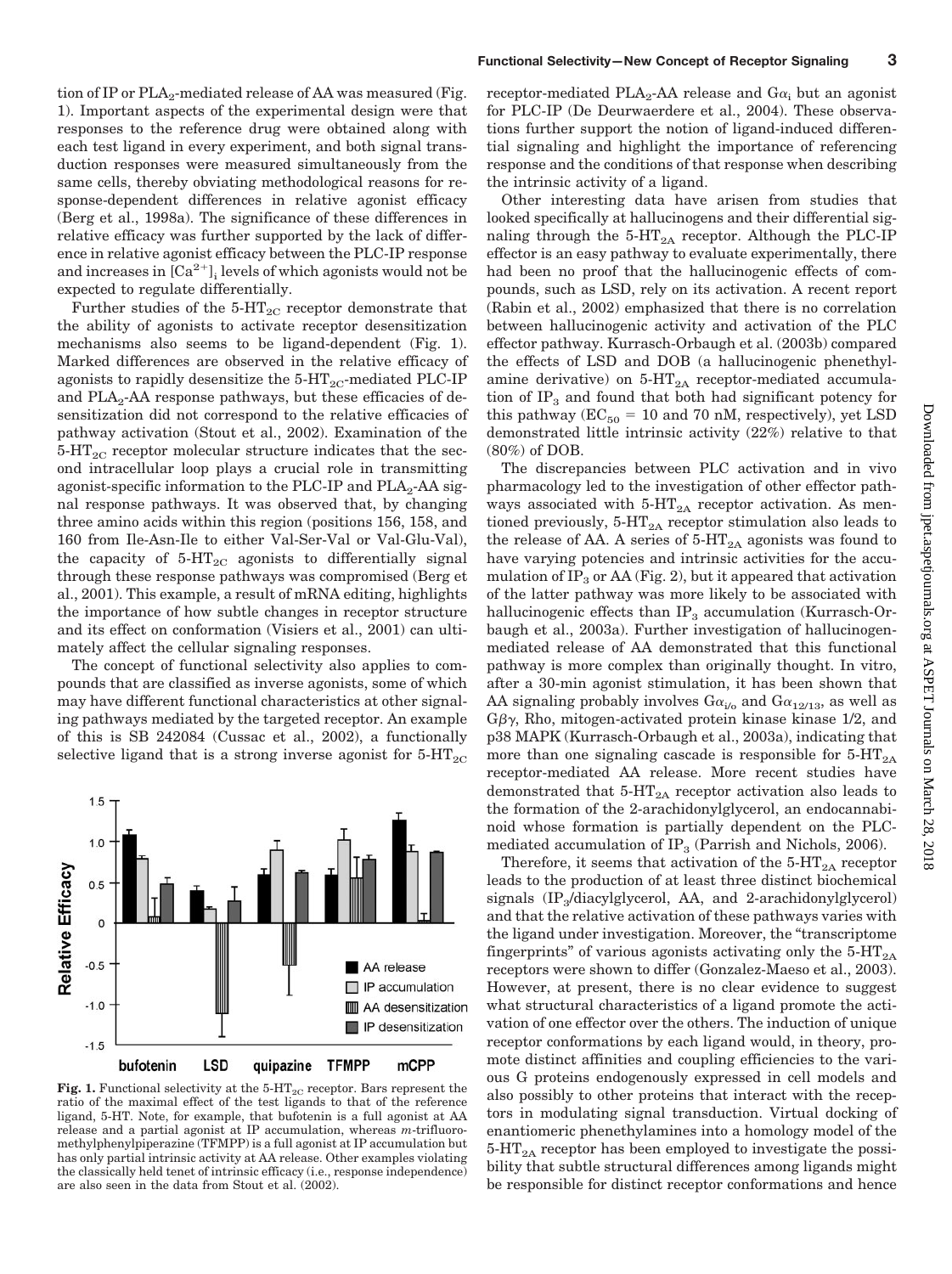tion of IP or $PLA_2$-mediated release of AA was measured (Fig. 1). Important aspects of the experimental design were that responses to the reference drug were obtained along with each test ligand in every experiment, and both signal transduction responses were measured simultaneously from the same cells, thereby obviating methodological reasons for response-dependent differences in relative agonist efficacy (Berg et al., 1998a). The significance of these differences in relative efficacy was further supported by the lack of difference in relative agonist efficacy between the PLC-IP response and increases in $[Ca^{2+}]_i$ levels of which agonists would not be expected to regulate differentially.

Further studies of the $5\text{-HT}_{2C}$ receptor demonstrate that the ability of agonists to activate receptor desensitization mechanisms also seems to be ligand-dependent (Fig. 1). Marked differences are observed in the relative efficacy of agonists to rapidly desensitize the $5\text{-HT}_{2C}$-mediated PLC-IP and $PLA_2$-AA response pathways, but these efficacies of desensitization did not correspond to the relative efficacies of pathway activation (Stout et al., 2002). Examination of the $5\text{-HT}_{2C}$ receptor molecular structure indicates that the second intracellular loop plays a crucial role in transmitting agonist-specific information to the PLC-IP and $PLA_2$-AA signal response pathways. It was observed that, by changing three amino acids within this region (positions 156, 158, and 160 from Ile-Asn-Ile to either Val-Ser-Val or Val-Glu-Val), the capacity of $5\text{-HT}_{2C}$ agonists to differentially signal through these response pathways was compromised (Berg et al., 2001). This example, a result of mRNA editing, highlights the importance of how subtle changes in receptor structure and its effect on conformation (Visiers et al., 2001) can ultimately affect the cellular signaling responses.

The concept of functional selectivity also applies to compounds that are classified as inverse agonists, some of which may have different functional characteristics at other signaling pathways mediated by the targeted receptor. An example of this is SB 242084 (Cussac et al., 2002), a functionally selective ligand that is a strong inverse agonist for $5\text{-HT}_{2C}$ receptor-mediated $PLA_2$-AA release and $G\alpha_i$ but an agonist for PLC-IP (De Deurwaerdere et al., 2004). These observations further support the notion of ligand-induced differential signaling and highlight the importance of referencing response and the conditions of that response when describing the intrinsic activity of a ligand.

**Fig. 1.** Functional selectivity at the $5\text{-HT}_{2C}$ receptor. Bars represent the ratio of the maximal effect of the test ligands to that of the reference ligand, 5-HT. Note, for example, that bufotenin is a full agonist at AA release and a partial agonist at IP accumulation, whereas *m*-trifluoromethylphenylpiperazine (TFMPP) is a full agonist at IP accumulation but has only partial intrinsic activity at AA release. Other examples violating the classically held tenet of intrinsic efficacy (i.e., response independence) are also seen in the data from Stout et al. (2002).

Other interesting data have arisen from studies that looked specifically at hallucinogens and their differential signaling through the $5\text{-HT}_{2A}$ receptor. Although the PLC-IP effector is an easy pathway to evaluate experimentally, there had been no proof that the hallucinogenic effects of compounds, such as LSD, rely on its activation. A recent report (Rabin et al., 2002) emphasized that there is no correlation between hallucinogenic activity and activation of the PLC effector pathway. Kurrasch-Orbaugh et al. (2003b) compared the effects of LSD and DOB (a hallucinogenic phenethylamine derivative) on $5\text{-HT}_{2A}$ receptor-mediated accumulation of $IP_3$ and found that both had significant potency for this pathway ($EC_{50}$ = 10 and 70 nM, respectively), yet LSD demonstrated little intrinsic activity (22%) relative to that (80%) of DOB.

The discrepancies between PLC activation and in vivo pharmacology led to the investigation of other effector pathways associated with $5\text{-HT}_{2A}$ receptor activation. As mentioned previously, $5\text{-HT}_{2A}$ receptor stimulation also leads to the release of AA. A series of $5\text{-HT}_{2A}$ agonists was found to have varying potencies and intrinsic activities for the accumulation of $IP_3$ or AA (Fig. 2), but it appeared that activation of the latter pathway was more likely to be associated with hallucinogenic effects than $IP_3$ accumulation (Kurrasch-Orbaugh et al., 2003a). Further investigation of hallucinogen-mediated release of AA demonstrated that this functional pathway is more complex than originally thought. In vitro, after a 30-min agonist stimulation, it has been shown that AA signaling probably involves $G\alpha_{i/o}$ and $G\alpha_{12/13}$, as well as $G\beta\gamma$, Rho, mitogen-activated protein kinase kinase 1/2, and p38 MAPK (Kurrasch-Orbaugh et al., 2003a), indicating that more than one signaling cascade is responsible for $5\text{-HT}_{2A}$ receptor-mediated AA release. More recent studies have demonstrated that $5\text{-HT}_{2A}$ receptor activation also leads to the formation of the 2-arachidonylglycerol, an endocannabinoid whose formation is partially dependent on the PLC-mediated accumulation of $IP_3$ (Parrish and Nichols, 2006).

Therefore, it seems that activation of the $5\text{-HT}_{2A}$ receptor leads to the production of at least three distinct biochemical signals ($IP_3$/diacylglycerol, AA, and 2-arachidonylglycerol) and that the relative activation of these pathways varies with the ligand under investigation. Moreover, the "transcriptome fingerprints" of various agonists activating only the $5\text{-HT}_{2A}$ receptors were shown to differ (Gonzalez-Maeso et al., 2003). However, at present, there is no clear evidence to suggest what structural characteristics of a ligand promote the activation of one effector over the others. The induction of unique receptor conformations by each ligand would, in theory, promote distinct affinities and coupling efficiencies to the various G proteins endogenously expressed in cell models and also possibly to other proteins that interact with the receptors in modulating signal transduction. Virtual docking of enantiomeric phenethylamines into a homology model of the $5\text{-HT}_{2A}$ receptor has been employed to investigate the possibility that subtle structural differences among ligands might be responsible for distinct receptor conformations and hence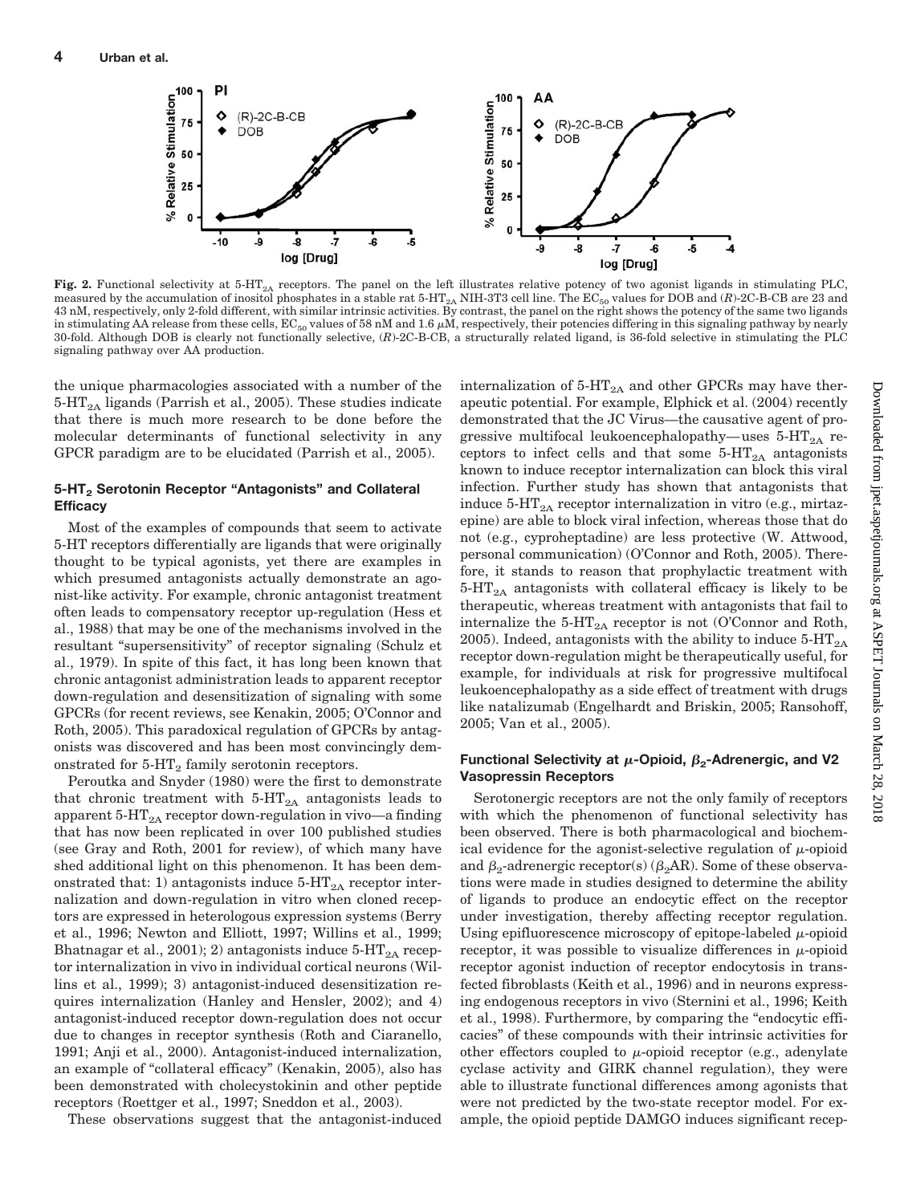**Fig. 2.** Functional selectivity at 5-$HT_{2A}$ receptors. The panel on the left illustrates relative potency of two agonist ligands in stimulating PLC, measured by the accumulation of inositol phosphates in a stable rat 5-$HT_{2A}$ NIH-3T3 cell line. The $EC_{50}$ values for DOB and (*R*)-2C-B-CB are 23 and 43 nM, respectively, only 2-fold different, with similar intrinsic activities. By contrast, the panel on the right shows the potency of the same two ligands in stimulating AA release from these cells, $EC_{50}$ values of 58 nM and 1.6 μM, respectively, their potencies differing in this signaling pathway by nearly 30-fold. Although DOB is clearly not functionally selective, (*R*)-2C-B-CB, a structurally related ligand, is 36-fold selective in stimulating the PLC signaling pathway over AA production.

the unique pharmacologies associated with a number of the 5-$HT_{2A}$ ligands (Parrish et al., 2005). These studies indicate that there is much more research to be done before the molecular determinants of functional selectivity in any GPCR paradigm are to be elucidated (Parrish et al., 2005).

### 5-$HT_2$ Serotonin Receptor "Antagonists" and Collateral Efficacy

Most of the examples of compounds that seem to activate 5-HT receptors differentially are ligands that were originally thought to be typical agonists, yet there are examples in which presumed antagonists actually demonstrate an agonist-like activity. For example, chronic antagonist treatment often leads to compensatory receptor up-regulation (Hess et al., 1988) that may be one of the mechanisms involved in the resultant "supersensitivity" of receptor signaling (Schulz et al., 1979). In spite of this fact, it has long been known that chronic antagonist administration leads to apparent receptor down-regulation and desensitization of signaling with some GPCRs (for recent reviews, see Kenakin, 2005; O'Connor and Roth, 2005). This paradoxical regulation of GPCRs by antagonists was discovered and has been most convincingly demonstrated for 5-$HT_2$ family serotonin receptors.

Peroutka and Snyder (1980) were the first to demonstrate that chronic treatment with 5-$HT_{2A}$ antagonists leads to apparent 5-$HT_{2A}$ receptor down-regulation in vivo—a finding that has now been replicated in over 100 published studies (see Gray and Roth, 2001 for review), of which many have shed additional light on this phenomenon. It has been demonstrated that: 1) antagonists induce 5-$HT_{2A}$ receptor internalization and down-regulation in vitro when cloned receptors are expressed in heterologous expression systems (Berry et al., 1996; Newton and Elliott, 1997; Willins et al., 1999; Bhatnagar et al., 2001); 2) antagonists induce 5-$HT_{2A}$ receptor internalization in vivo in individual cortical neurons (Willins et al., 1999); 3) antagonist-induced desensitization requires internalization (Hanley and Hensler, 2002); and 4) antagonist-induced receptor down-regulation does not occur due to changes in receptor synthesis (Roth and Ciaranello, 1991; Anji et al., 2000). Antagonist-induced internalization, an example of "collateral efficacy" (Kenakin, 2005), also has been demonstrated with cholecystokinin and other peptide receptors (Roettger et al., 1997; Sneddon et al., 2003).

These observations suggest that the antagonist-induced internalization of 5-$HT_{2A}$ and other GPCRs may have therapeutic potential. For example, Elphick et al. (2004) recently demonstrated that the JC Virus—the causative agent of progressive multifocal leukoencephalopathy—uses 5-$HT_{2A}$ receptors to infect cells and that some 5-$HT_{2A}$ antagonists known to induce receptor internalization can block this viral infection. Further study has shown that antagonists that induce 5-$HT_{2A}$ receptor internalization in vitro (e.g., mirtazepine) are able to block viral infection, whereas those that do not (e.g., cyproheptadine) are less protective (W. Attwood, personal communication) (O'Connor and Roth, 2005). Therefore, it stands to reason that prophylactic treatment with 5-$HT_{2A}$ antagonists with collateral efficacy is likely to be therapeutic, whereas treatment with antagonists that fail to internalize the 5-$HT_{2A}$ receptor is not (O'Connor and Roth, 2005). Indeed, antagonists with the ability to induce 5-$HT_{2A}$ receptor down-regulation might be therapeutically useful, for example, for individuals at risk for progressive multifocal leukoencephalopathy as a side effect of treatment with drugs like natalizumab (Engelhardt and Briskin, 2005; Ransohoff, 2005; Van et al., 2005).

### Functional Selectivity at μ-Opioid, $\beta_2$-Adrenergic, and V2 Vasopressin Receptors

Serotonergic receptors are not the only family of receptors with which the phenomenon of functional selectivity has been observed. There is both pharmacological and biochemical evidence for the agonist-selective regulation of μ-opioid and $\beta_2$-adrenergic receptor(s) ($\beta_2$AR). Some of these observations were made in studies designed to determine the ability of ligands to produce an endocytic effect on the receptor under investigation, thereby affecting receptor regulation. Using epifluorescence microscopy of epitope-labeled μ-opioid receptor, it was possible to visualize differences in μ-opioid receptor agonist induction of receptor endocytosis in transfected fibroblasts (Keith et al., 1996) and in neurons expressing endogenous receptors in vivo (Sternini et al., 1996; Keith et al., 1998). Furthermore, by comparing the "endocytic efficacies" of these compounds with their intrinsic activities for other effectors coupled to μ-opioid receptor (e.g., adenylate cyclase activity and GIRK channel regulation), they were able to illustrate functional differences among agonists that were not predicted by the two-state receptor model. For example, the opioid peptide DAMGO induces significant recep-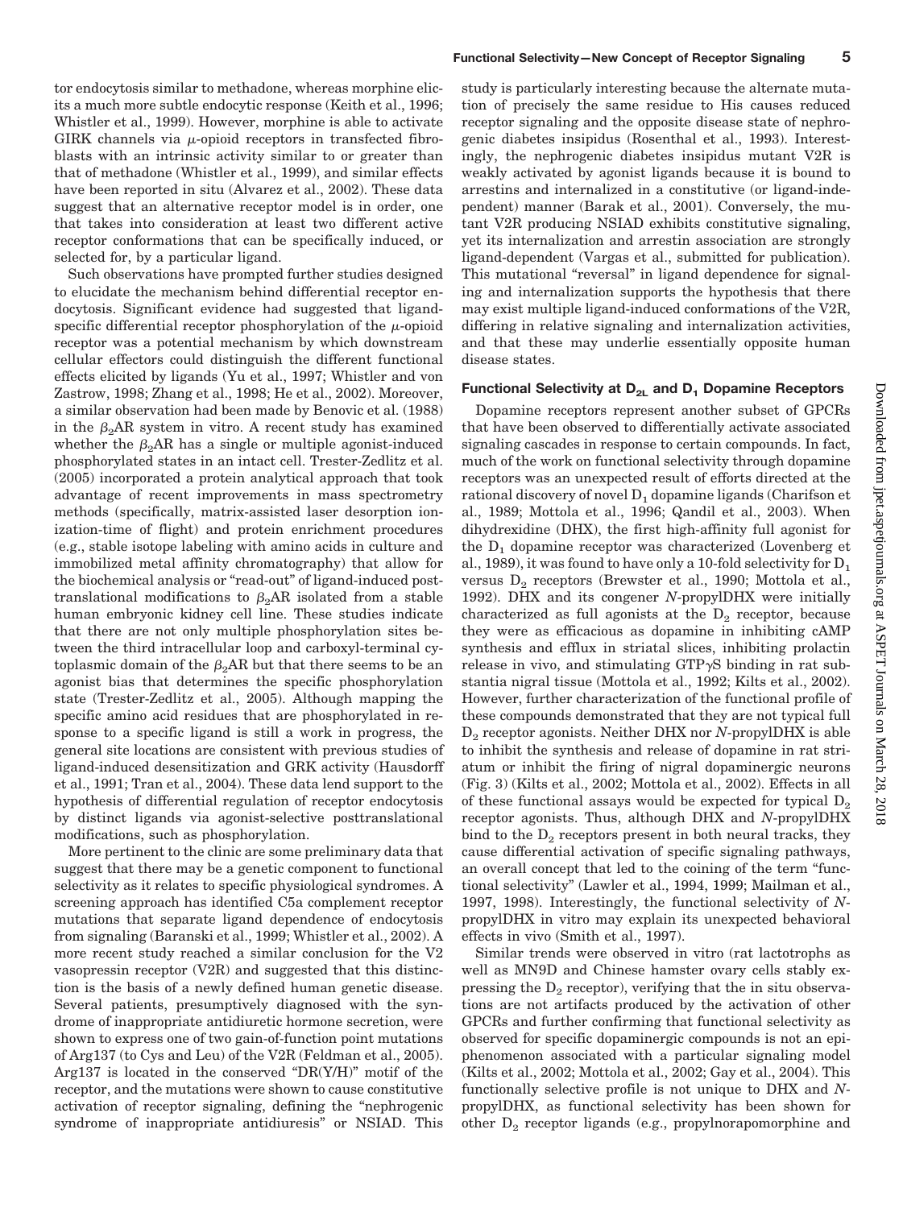tor endocytosis similar to methadone, whereas morphine elicits a much more subtle endocytic response (Keith et al., 1996; Whistler et al., 1999). However, morphine is able to activate GIRK channels via $\mu$-opioid receptors in transfected fibroblasts with an intrinsic activity similar to or greater than that of methadone (Whistler et al., 1999), and similar effects have been reported in situ (Alvarez et al., 2002). These data suggest that an alternative receptor model is in order, one that takes into consideration at least two different active receptor conformations that can be specifically induced, or selected for, by a particular ligand.

Such observations have prompted further studies designed to elucidate the mechanism behind differential receptor endocytosis. Significant evidence had suggested that ligand-specific differential receptor phosphorylation of the $\mu$-opioid receptor was a potential mechanism by which downstream cellular effectors could distinguish the different functional effects elicited by ligands (Yu et al., 1997; Whistler and von Zastrow, 1998; Zhang et al., 1998; He et al., 2002). Moreover, a similar observation had been made by Benovic et al. (1988) in the $\beta_2$AR system in vitro. A recent study has examined whether the $\beta_2$AR has a single or multiple agonist-induced phosphorylated states in an intact cell. Trester-Zedlitz et al. (2005) incorporated a protein analytical approach that took advantage of recent improvements in mass spectrometry methods (specifically, matrix-assisted laser desorption ionization-time of flight) and protein enrichment procedures (e.g., stable isotope labeling with amino acids in culture and immobilized metal affinity chromatography) that allow for the biochemical analysis or "read-out" of ligand-induced post-translational modifications to $\beta_2$AR isolated from a stable human embryonic kidney cell line. These studies indicate that there are not only multiple phosphorylation sites between the third intracellular loop and carboxyl-terminal cytoplasmic domain of the $\beta_2$AR but that there seems to be an agonist bias that determines the specific phosphorylation state (Trester-Zedlitz et al., 2005). Although mapping the specific amino acid residues that are phosphorylated in response to a specific ligand is still a work in progress, the general site locations are consistent with previous studies of ligand-induced desensitization and GRK activity (Hausdorff et al., 1991; Tran et al., 2004). These data lend support to the hypothesis of differential regulation of receptor endocytosis by distinct ligands via agonist-selective posttranslational modifications, such as phosphorylation.

More pertinent to the clinic are some preliminary data that suggest that there may be a genetic component to functional selectivity as it relates to specific physiological syndromes. A screening approach has identified C5a complement receptor mutations that separate ligand dependence of endocytosis from signaling (Baranski et al., 1999; Whistler et al., 2002). A more recent study reached a similar conclusion for the V2 vasopressin receptor (V2R) and suggested that this distinction is the basis of a newly defined human genetic disease. Several patients, presumptively diagnosed with the syndrome of inappropriate antidiuretic hormone secretion, were shown to express one of two gain-of-function point mutations of Arg137 (to Cys and Leu) of the V2R (Feldman et al., 2005). Arg137 is located in the conserved "DR(Y/H)" motif of the receptor, and the mutations were shown to cause constitutive activation of receptor signaling, defining the "nephrogenic syndrome of inappropriate antidiuresis" or NSIAD. This study is particularly interesting because the alternate mutation of precisely the same residue to His causes reduced receptor signaling and the opposite disease state of nephrogenic diabetes insipidus (Rosenthal et al., 1993). Interestingly, the nephrogenic diabetes insipidus mutant V2R is weakly activated by agonist ligands because it is bound to arrestins and internalized in a constitutive (or ligand-independent) manner (Barak et al., 2001). Conversely, the mutant V2R producing NSIAD exhibits constitutive signaling, yet its internalization and arrestin association are strongly ligand-dependent (Vargas et al., submitted for publication). This mutational "reversal" in ligand dependence for signaling and internalization supports the hypothesis that there may exist multiple ligand-induced conformations of the V2R, differing in relative signaling and internalization activities, and that these may underlie essentially opposite human disease states.

## Functional Selectivity at $D_{2L}$ and $D_1$ Dopamine Receptors

Dopamine receptors represent another subset of GPCRs that have been observed to differentially activate associated signaling cascades in response to certain compounds. In fact, much of the work on functional selectivity through dopamine receptors was an unexpected result of efforts directed at the rational discovery of novel $D_1$ dopamine ligands (Charifson et al., 1989; Mottola et al., 1996; Qandil et al., 2003). When dihydrexidine (DHX), the first high-affinity full agonist for the $D_1$ dopamine receptor was characterized (Lovenberg et al., 1989), it was found to have only a 10-fold selectivity for $D_1$ versus $D_2$ receptors (Brewster et al., 1990; Mottola et al., 1992). DHX and its congener *N*-propylDHX were initially characterized as full agonists at the $D_2$ receptor, because they were as efficacious as dopamine in inhibiting cAMP synthesis and efflux in striatal slices, inhibiting prolactin release in vivo, and stimulating GTP$\gamma$S binding in rat substantia nigral tissue (Mottola et al., 1992; Kilts et al., 2002). However, further characterization of the functional profile of these compounds demonstrated that they are not typical full $D_2$ receptor agonists. Neither DHX nor *N*-propylDHX is able to inhibit the synthesis and release of dopamine in rat striatum or inhibit the firing of nigral dopaminergic neurons (Fig. 3) (Kilts et al., 2002; Mottola et al., 2002). Effects in all of these functional assays would be expected for typical $D_2$ receptor agonists. Thus, although DHX and *N*-propylDHX bind to the $D_2$ receptors present in both neural tracks, they cause differential activation of specific signaling pathways, an overall concept that led to the coining of the term "functional selectivity" (Lawler et al., 1994, 1999; Mailman et al., 1997, 1998). Interestingly, the functional selectivity of *N*-propylDHX in vitro may explain its unexpected behavioral effects in vivo (Smith et al., 1997).

Similar trends were observed in vitro (rat lactotrophs as well as MN9D and Chinese hamster ovary cells stably expressing the $D_2$ receptor), verifying that the in situ observations are not artifacts produced by the activation of other GPCRs and further confirming that functional selectivity as observed for specific dopaminergic compounds is not an epiphenomenon associated with a particular signaling model (Kilts et al., 2002; Mottola et al., 2002; Gay et al., 2004). This functionally selective profile is not unique to DHX and *N*-propylDHX, as functional selectivity has been shown for other $D_2$ receptor ligands (e.g., propylnorapomorphine and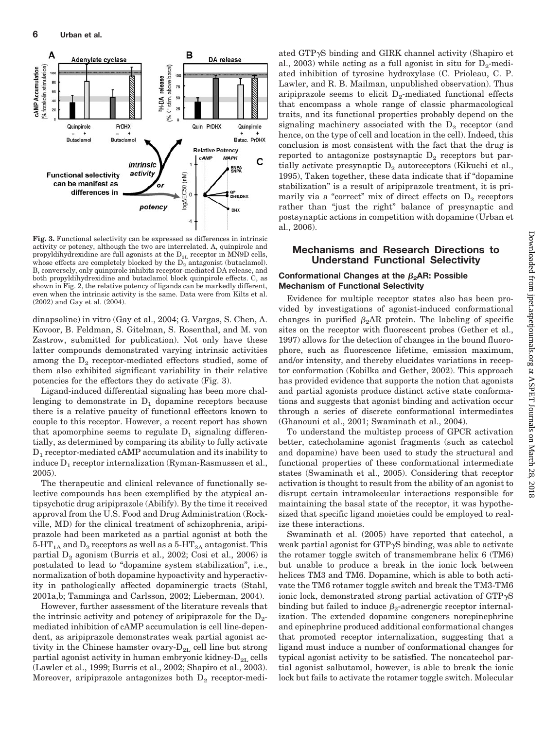**Fig. 3.** Functional selectivity can be expressed as differences in intrinsic activity or potency, although the two are interrelated. A, quinpirole and propyldihydrexidine are full agonists at the $D_{2L}$ receptor in MN9D cells, whose effects are completely blocked by the $D_2$ antagonist (butaclamol). B, conversely, only quinpirole inhibits receptor-mediated DA release, and both propyldihydrexidine and butaclamol block quinpirole effects. C, as shown in Fig. 2, the relative potency of ligands can be markedly different, even when the intrinsic activity is the same. Data were from Kilts et al. (2002) and Gay et al. (2004).

dinapsoline) in vitro (Gay et al., 2004; G. Vargas, S. Chen, A. Kovoor, B. Feldman, S. Gitelman, S. Rosenthal, and M. von Zastrow, submitted for publication). Not only have these latter compounds demonstrated varying intrinsic activities among the $D_2$ receptor-mediated effectors studied, some of them also exhibited significant variability in their relative potencies for the effectors they do activate (Fig. 3).

Ligand-induced differential signaling has been more challenging to demonstrate in $D_1$ dopamine receptors because there is a relative paucity of functional effectors known to couple to this receptor. However, a recent report has shown that apomorphine seems to regulate $D_1$ signaling differentially, as determined by comparing its ability to fully activate $D_1$ receptor-mediated cAMP accumulation and its inability to induce $D_1$ receptor internalization (Ryman-Rasmussen et al., 2005).

The therapeutic and clinical relevance of functionally selective compounds has been exemplified by the atypical antipsychotic drug aripiprazole (Abilify). By the time it received approval from the U.S. Food and Drug Administration (Rockville, MD) for the clinical treatment of schizophrenia, aripiprazole had been marketed as a partial agonist at both the $5\text{-HT}_{1A}$ and $D_2$ receptors as well as a $5\text{-HT}_{2A}$ antagonist. This partial $D_2$ agonism (Burris et al., 2002; Cosi et al., 2006) is postulated to lead to "dopamine system stabilization", i.e., normalization of both dopamine hypoactivity and hyperactivity in pathologically affected dopaminergic tracts (Stahl, 2001a,b; Tamminga and Carlsson, 2002; Lieberman, 2004).

However, further assessment of the literature reveals that the intrinsic activity and potency of aripiprazole for the $D_2$-mediated inhibition of cAMP accumulation is cell line-dependent, as aripiprazole demonstrates weak partial agonist activity in the Chinese hamster ovary-$D_{2L}$ cell line but strong partial agonist activity in human embryonic kidney-$D_{2L}$ cells (Lawler et al., 1999; Burris et al., 2002; Shapiro et al., 2003). Moreover, aripiprazole antagonizes both $D_2$ receptor-mediated GTPγS binding and GIRK channel activity (Shapiro et al., 2003) while acting as a full agonist in situ for $D_2$-mediated inhibition of tyrosine hydroxylase (C. Prioleau, C. P. Lawler, and R. B. Mailman, unpublished observation). Thus aripiprazole seems to elicit $D_2$-mediated functional effects that encompass a whole range of classic pharmacological traits, and its functional properties probably depend on the signaling machinery associated with the $D_2$ receptor (and hence, on the type of cell and location in the cell). Indeed, this conclusion is most consistent with the fact that the drug is reported to antagonize postsynaptic $D_2$ receptors but partially activate presynaptic $D_2$ autoreceptors (Kikuchi et al., 1995), Taken together, these data indicate that if "dopamine stabilization" is a result of aripiprazole treatment, it is primarily via a "correct" mix of direct effects on $D_2$ receptors rather than "just the right" balance of presynaptic and postsynaptic actions in competition with dopamine (Urban et al., 2006).

## Mechanisms and Research Directions to Understand Functional Selectivity

### Conformational Changes at the $\beta_2$AR: Possible Mechanism of Functional Selectivity

Evidence for multiple receptor states also has been provided by investigations of agonist-induced conformational changes in purified $\beta_2$AR protein. The labeling of specific sites on the receptor with fluorescent probes (Gether et al., 1997) allows for the detection of changes in the bound fluorophore, such as fluorescence lifetime, emission maximum, and/or intensity, and thereby elucidates variations in receptor conformation (Kobilka and Gether, 2002). This approach has provided evidence that supports the notion that agonists and partial agonists produce distinct active state conformations and suggests that agonist binding and activation occur through a series of discrete conformational intermediates (Ghanouni et al., 2001; Swaminath et al., 2004).

To understand the multistep process of GPCR activation better, catecholamine agonist fragments (such as catechol and dopamine) have been used to study the structural and functional properties of these conformational intermediate states (Swaminath et al., 2005). Considering that receptor activation is thought to result from the ability of an agonist to disrupt certain intramolecular interactions responsible for maintaining the basal state of the receptor, it was hypothesized that specific ligand moieties could be employed to realize these interactions.

Swaminath et al. (2005) have reported that catechol, a weak partial agonist for GTPγS binding, was able to activate the rotamer toggle switch of transmembrane helix 6 (TM6) but unable to produce a break in the ionic lock between helices TM3 and TM6. Dopamine, which is able to both activate the TM6 rotamer toggle switch and break the TM3-TM6 ionic lock, demonstrated strong partial activation of GTPγS binding but failed to induce $\beta_2$-adrenergic receptor internalization. The extended dopamine congeners norepinephrine and epinephrine produced additional conformational changes that promoted receptor internalization, suggesting that a ligand must induce a number of conformational changes for typical agonist activity to be satisfied. The noncatechol partial agonist salbutamol, however, is able to break the ionic lock but fails to activate the rotamer toggle switch. Molecular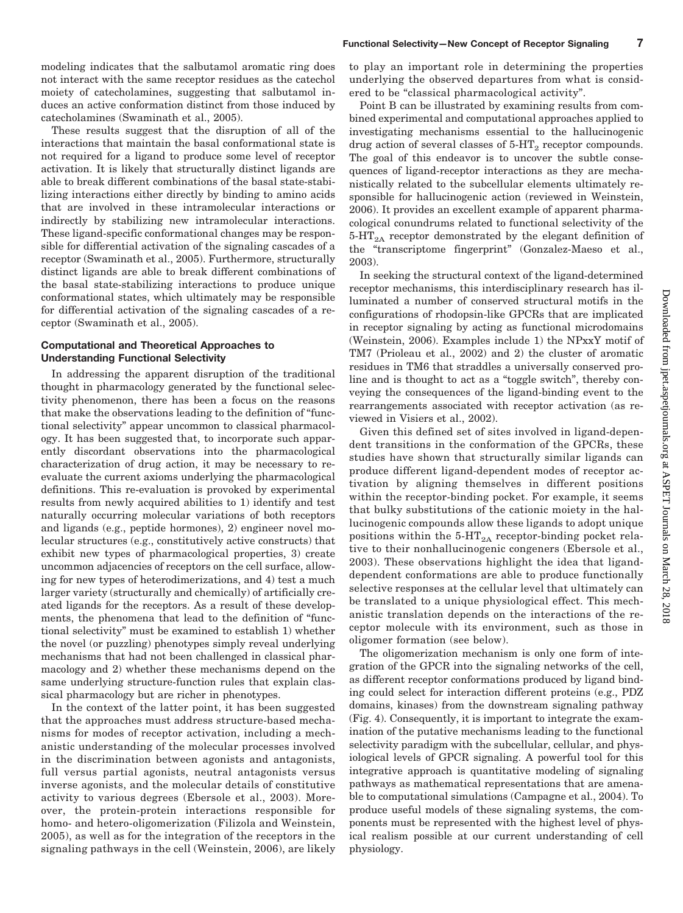modeling indicates that the salbutamol aromatic ring does not interact with the same receptor residues as the catechol moiety of catecholamines, suggesting that salbutamol induces an active conformation distinct from those induced by catecholamines (Swaminath et al., 2005).

These results suggest that the disruption of all of the interactions that maintain the basal conformational state is not required for a ligand to produce some level of receptor activation. It is likely that structurally distinct ligands are able to break different combinations of the basal state-stabilizing interactions either directly by binding to amino acids that are involved in these intramolecular interactions or indirectly by stabilizing new intramolecular interactions. These ligand-specific conformational changes may be responsible for differential activation of the signaling cascades of a receptor (Swaminath et al., 2005). Furthermore, structurally distinct ligands are able to break different combinations of the basal state-stabilizing interactions to produce unique conformational states, which ultimately may be responsible for differential activation of the signaling cascades of a receptor (Swaminath et al., 2005).

### Computational and Theoretical Approaches to Understanding Functional Selectivity

In addressing the apparent disruption of the traditional thought in pharmacology generated by the functional selectivity phenomenon, there has been a focus on the reasons that make the observations leading to the definition of "functional selectivity" appear uncommon to classical pharmacology. It has been suggested that, to incorporate such apparently discordant observations into the pharmacological characterization of drug action, it may be necessary to reevaluate the current axioms underlying the pharmacological definitions. This re-evaluation is provoked by experimental results from newly acquired abilities to 1) identify and test naturally occurring molecular variations of both receptors and ligands (e.g., peptide hormones), 2) engineer novel molecular structures (e.g., constitutively active constructs) that exhibit new types of pharmacological properties, 3) create uncommon adjacencies of receptors on the cell surface, allowing for new types of heterodimerizations, and 4) test a much larger variety (structurally and chemically) of artificially created ligands for the receptors. As a result of these developments, the phenomena that lead to the definition of "functional selectivity" must be examined to establish 1) whether the novel (or puzzling) phenotypes simply reveal underlying mechanisms that had not been challenged in classical pharmacology and 2) whether these mechanisms depend on the same underlying structure-function rules that explain classical pharmacology but are richer in phenotypes.

In the context of the latter point, it has been suggested that the approaches must address structure-based mechanisms for modes of receptor activation, including a mechanistic understanding of the molecular processes involved in the discrimination between agonists and antagonists, full versus partial agonists, neutral antagonists versus inverse agonists, and the molecular details of constitutive activity to various degrees (Ebersole et al., 2003). Moreover, the protein-protein interactions responsible for homo- and hetero-oligomerization (Filizola and Weinstein, 2005), as well as for the integration of the receptors in the signaling pathways in the cell (Weinstein, 2006), are likely to play an important role in determining the properties underlying the observed departures from what is considered to be "classical pharmacological activity".

Point B can be illustrated by examining results from combined experimental and computational approaches applied to investigating mechanisms essential to the hallucinogenic drug action of several classes of $5\text{-HT}_2$ receptor compounds. The goal of this endeavor is to uncover the subtle consequences of ligand-receptor interactions as they are mechanistically related to the subcellular elements ultimately responsible for hallucinogenic action (reviewed in Weinstein, 2006). It provides an excellent example of apparent pharmacological conundrums related to functional selectivity of the $5\text{-HT}_{2A}$ receptor demonstrated by the elegant definition of the "transcriptome fingerprint" (Gonzalez-Maeso et al., 2003).

In seeking the structural context of the ligand-determined receptor mechanisms, this interdisciplinary research has illuminated a number of conserved structural motifs in the configurations of rhodopsin-like GPCRs that are implicated in receptor signaling by acting as functional microdomains (Weinstein, 2006). Examples include 1) the NPxxY motif of TM7 (Prioleau et al., 2002) and 2) the cluster of aromatic residues in TM6 that straddles a universally conserved proline and is thought to act as a "toggle switch", thereby conveying the consequences of the ligand-binding event to the rearrangements associated with receptor activation (as reviewed in Visiers et al., 2002).

Given this defined set of sites involved in ligand-dependent transitions in the conformation of the GPCRs, these studies have shown that structurally similar ligands can produce different ligand-dependent modes of receptor activation by aligning themselves in different positions within the receptor-binding pocket. For example, it seems that bulky substitutions of the cationic moiety in the hallucinogenic compounds allow these ligands to adopt unique positions within the $5\text{-HT}_{2A}$ receptor-binding pocket relative to their nonhallucinogenic congeners (Ebersole et al., 2003). These observations highlight the idea that ligand-dependent conformations are able to produce functionally selective responses at the cellular level that ultimately can be translated to a unique physiological effect. This mechanistic translation depends on the interactions of the receptor molecule with its environment, such as those in oligomer formation (see below).

The oligomerization mechanism is only one form of integration of the GPCR into the signaling networks of the cell, as different receptor conformations produced by ligand binding could select for interaction different proteins (e.g., PDZ domains, kinases) from the downstream signaling pathway (Fig. 4). Consequently, it is important to integrate the examination of the putative mechanisms leading to the functional selectivity paradigm with the subcellular, cellular, and physiological levels of GPCR signaling. A powerful tool for this integrative approach is quantitative modeling of signaling pathways as mathematical representations that are amenable to computational simulations (Campagne et al., 2004). To produce useful models of these signaling systems, the components must be represented with the highest level of physical realism possible at our current understanding of cell physiology.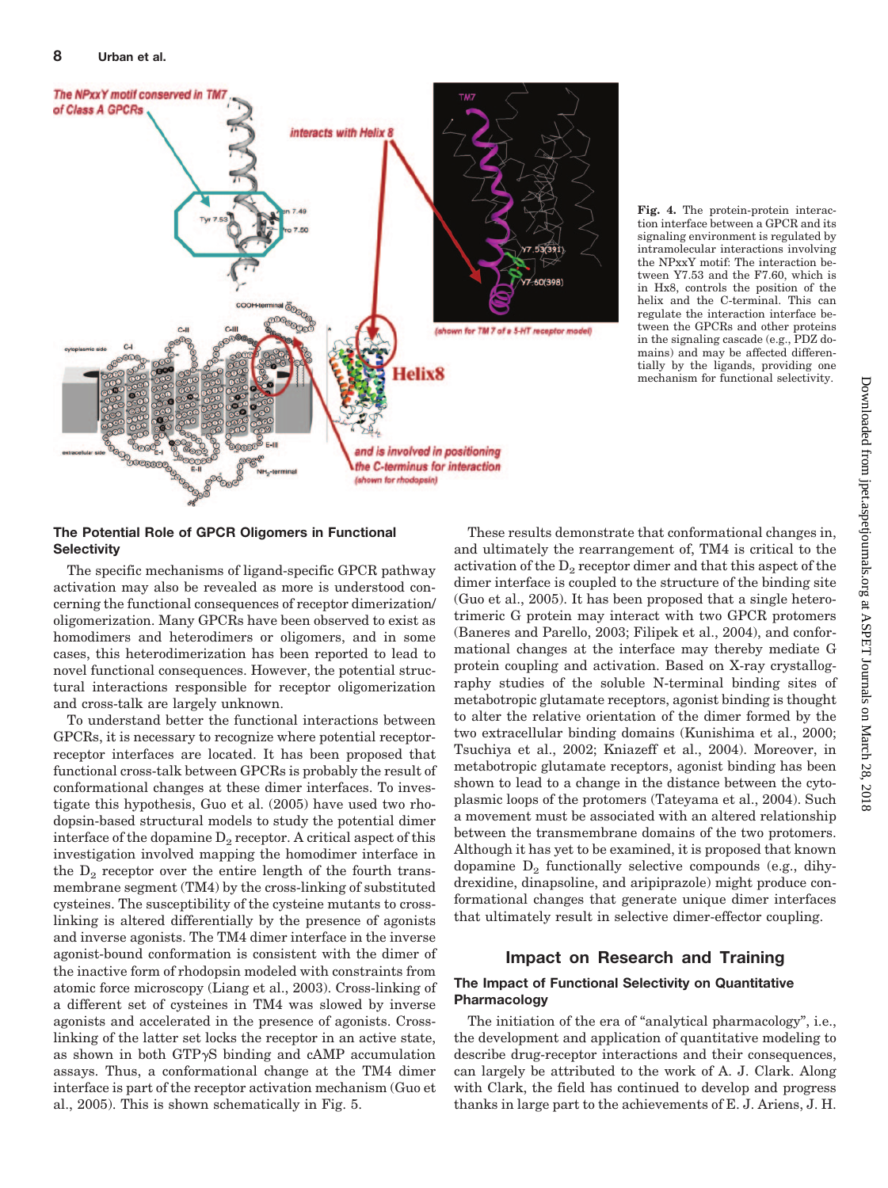Fig. 4. The protein-protein interaction interface between a GPCR and its signaling environment is regulated by intramolecular interactions involving the NPxxY motif: The interaction between Y7.53 and the F7.60, which is in Hx8, controls the position of the helix and the C-terminal. This can regulate the interaction interface between the GPCRs and other proteins in the signaling cascade (e.g., PDZ domains) and may be affected differentially by the ligands, providing one mechanism for functional selectivity.

### The Potential Role of GPCR Oligomers in Functional Selectivity

The specific mechanisms of ligand-specific GPCR pathway activation may also be revealed as more is understood concerning the functional consequences of receptor dimerization/oligomerization. Many GPCRs have been observed to exist as homodimers and heterodimers or oligomers, and in some cases, this heterodimerization has been reported to lead to novel functional consequences. However, the potential structural interactions responsible for receptor oligomerization and cross-talk are largely unknown.

To understand better the functional interactions between GPCRs, it is necessary to recognize where potential receptor-receptor interfaces are located. It has been proposed that functional cross-talk between GPCRs is probably the result of conformational changes at these dimer interfaces. To investigate this hypothesis, Guo et al. (2005) have used two rhodopsin-based structural models to study the potential dimer interface of the dopamine $D_2$ receptor. A critical aspect of this investigation involved mapping the homodimer interface in the $D_2$ receptor over the entire length of the fourth transmembrane segment (TM4) by the cross-linking of substituted cysteines. The susceptibility of the cysteine mutants to cross-linking is altered differentially by the presence of agonists and inverse agonists. The TM4 dimer interface in the inverse agonist-bound conformation is consistent with the dimer of the inactive form of rhodopsin modeled with constraints from atomic force microscopy (Liang et al., 2003). Cross-linking of a different set of cysteines in TM4 was slowed by inverse agonists and accelerated in the presence of agonists. Cross-linking of the latter set locks the receptor in an active state, as shown in both GTP$\gamma$S binding and cAMP accumulation assays. Thus, a conformational change at the TM4 dimer interface is part of the receptor activation mechanism (Guo et al., 2005). This is shown schematically in Fig. 5.

These results demonstrate that conformational changes in, and ultimately the rearrangement of, TM4 is critical to the activation of the $D_2$ receptor dimer and that this aspect of the dimer interface is coupled to the structure of the binding site (Guo et al., 2005). It has been proposed that a single heterotrimeric G protein may interact with two GPCR protomers (Baneres and Parello, 2003; Filipek et al., 2004), and conformational changes at the interface may thereby mediate G protein coupling and activation. Based on X-ray crystallography studies of the soluble N-terminal binding sites of metabotropic glutamate receptors, agonist binding is thought to alter the relative orientation of the dimer formed by the two extracellular binding domains (Kunishima et al., 2000; Tsuchiya et al., 2002; Kniazeff et al., 2004). Moreover, in metabotropic glutamate receptors, agonist binding has been shown to lead to a change in the distance between the cytoplasmic loops of the protomers (Tateyama et al., 2004). Such a movement must be associated with an altered relationship between the transmembrane domains of the two protomers. Although it has yet to be examined, it is proposed that known dopamine $D_2$ functionally selective compounds (e.g., dihydrexidine, dinapsoline, and aripiprazole) might produce conformational changes that generate unique dimer interfaces that ultimately result in selective dimer-effector coupling.

## Impact on Research and Training

### The Impact of Functional Selectivity on Quantitative Pharmacology

The initiation of the era of "analytical pharmacology", i.e., the development and application of quantitative modeling to describe drug-receptor interactions and their consequences, can largely be attributed to the work of A. J. Clark. Along with Clark, the field has continued to develop and progress thanks in large part to the achievements of E. J. Ariens, J. H.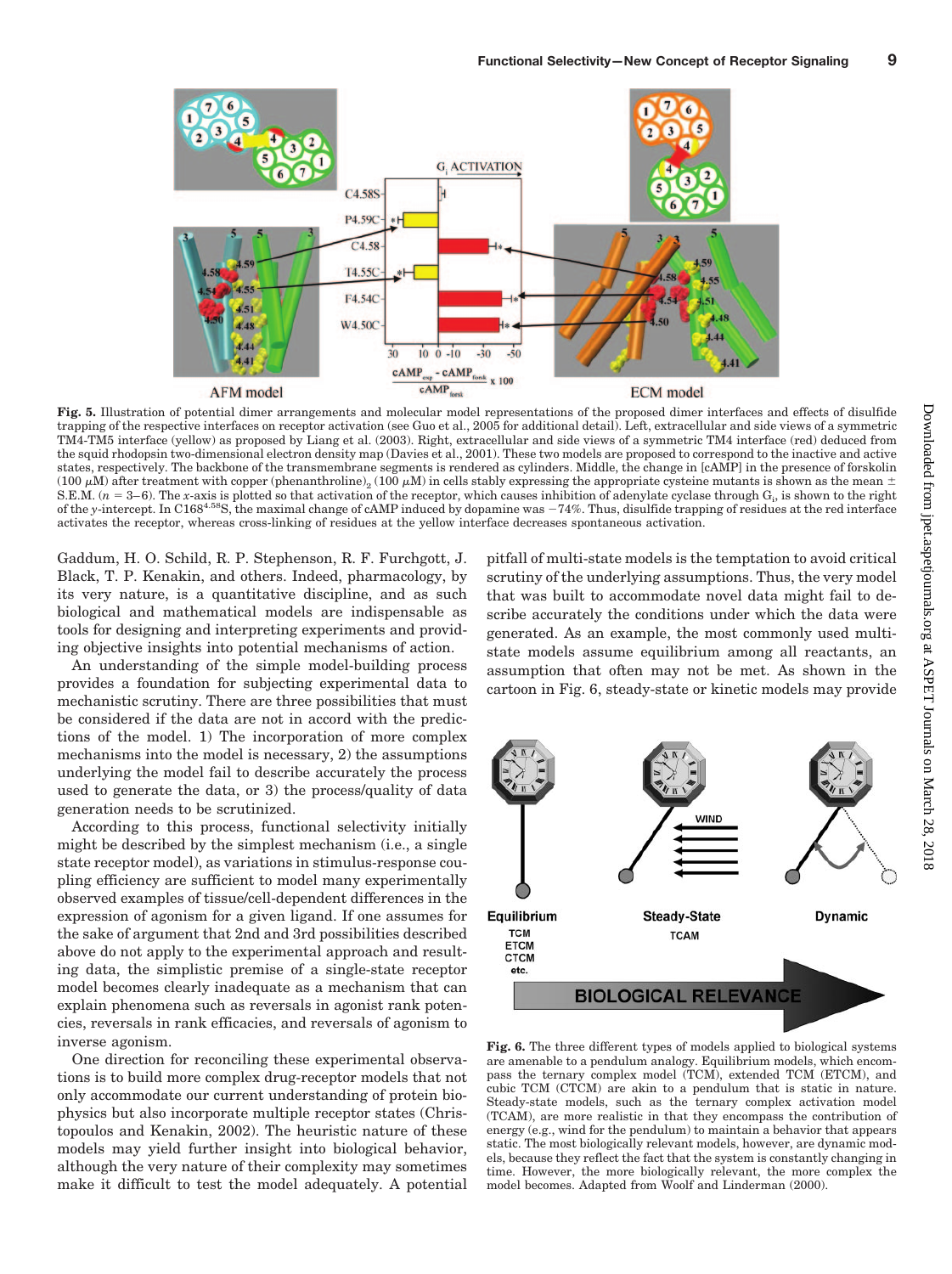AFM model

ECM model

$G_i$ ACTIVATION

C4.58S

P4.59C

C4.58

T4.55C

F4.54C

W4.50C

30 10 0 -10 -30 -50

$\frac{cAMP_{exp} - cAMP_{forsk}}{cAMP_{forsk}} \times 100$

**Fig. 5.** Illustration of potential dimer arrangements and molecular model representations of the proposed dimer interfaces and effects of disulfide trapping of the respective interfaces on receptor activation (see Guo et al., 2005 for additional detail). Left, extracellular and side views of a symmetric TM4-TM5 interface (yellow) as proposed by Liang et al. (2003). Right, extracellular and side views of a symmetric TM4 interface (red) deduced from the squid rhodopsin two-dimensional electron density map (Davies et al., 2001). These two models are proposed to correspond to the inactive and active states, respectively. The backbone of the transmembrane segments is rendered as cylinders. Middle, the change in [cAMP] in the presence of forskolin (100 $\mu$M) after treatment with copper (phenanthroline)$_2$ (100 $\mu$M) in cells stably expressing the appropriate cysteine mutants is shown as the mean ± S.E.M. ($n$ = 3–6). The $x$-axis is plotted so that activation of the receptor, which causes inhibition of adenylate cyclase through $G_i$, is shown to the right of the $y$-intercept. In C168$^{4.58}$S, the maximal change of cAMP induced by dopamine was −74%. Thus, disulfide trapping of residues at the red interface activates the receptor, whereas cross-linking of residues at the yellow interface decreases spontaneous activation.

Gaddum, H. O. Schild, R. P. Stephenson, R. F. Furchgott, J. Black, T. P. Kenakin, and others. Indeed, pharmacology, by its very nature, is a quantitative discipline, and as such biological and mathematical models are indispensable as tools for designing and interpreting experiments and providing objective insights into potential mechanisms of action.

An understanding of the simple model-building process provides a foundation for subjecting experimental data to mechanistic scrutiny. There are three possibilities that must be considered if the data are not in accord with the predictions of the model. 1) The incorporation of more complex mechanisms into the model is necessary, 2) the assumptions underlying the model fail to describe accurately the process used to generate the data, or 3) the process/quality of data generation needs to be scrutinized.

According to this process, functional selectivity initially might be described by the simplest mechanism (i.e., a single state receptor model), as variations in stimulus-response coupling efficiency are sufficient to model many experimentally observed examples of tissue/cell-dependent differences in the expression of agonism for a given ligand. If one assumes for the sake of argument that 2nd and 3rd possibilities described above do not apply to the experimental approach and resulting data, the simplistic premise of a single-state receptor model becomes clearly inadequate as a mechanism that can explain phenomena such as reversals in agonist rank potencies, reversals in rank efficacies, and reversals of agonism to inverse agonism.

One direction for reconciling these experimental observations is to build more complex drug-receptor models that not only accommodate our current understanding of protein biophysics but also incorporate multiple receptor states (Christopoulos and Kenakin, 2002). The heuristic nature of these models may yield further insight into biological behavior, although the very nature of their complexity may sometimes make it difficult to test the model adequately. A potential pitfall of multi-state models is the temptation to avoid critical scrutiny of the underlying assumptions. Thus, the very model that was built to accommodate novel data might fail to describe accurately the conditions under which the data were generated. As an example, the most commonly used multistate models assume equilibrium among all reactants, an assumption that often may not be met. As shown in the cartoon in Fig. 6, steady-state or kinetic models may provide

WIND

Equilibrium
TCM
ETCM
CTCM
etc.

Steady-State
TCAM

Dynamic

BIOLOGICAL RELEVANCE

**Fig. 6.** The three different types of models applied to biological systems are amenable to a pendulum analogy. Equilibrium models, which encompass the ternary complex model (TCM), extended TCM (ETCM), and cubic TCM (CTCM) are akin to a pendulum that is static in nature. Steady-state models, such as the ternary complex activation model (TCAM), are more realistic in that they encompass the contribution of energy (e.g., wind for the pendulum) to maintain a behavior that appears static. The most biologically relevant models, however, are dynamic models, because they reflect the fact that the system is constantly changing in time. However, the more biologically relevant, the more complex the model becomes. Adapted from Woolf and Linderman (2000).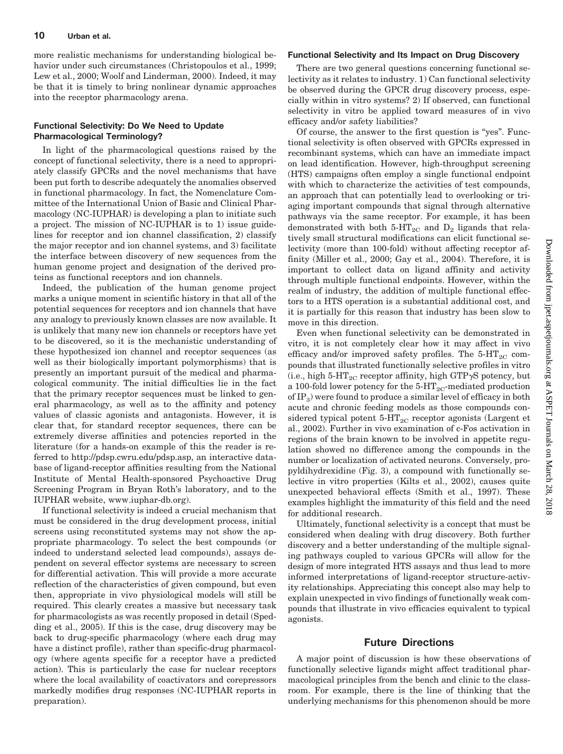more realistic mechanisms for understanding biological behavior under such circumstances (Christopoulos et al., 1999; Lew et al., 2000; Woolf and Linderman, 2000). Indeed, it may be that it is timely to bring nonlinear dynamic approaches into the receptor pharmacology arena.

### Functional Selectivity: Do We Need to Update Pharmacological Terminology?

In light of the pharmacological questions raised by the concept of functional selectivity, there is a need to appropriately classify GPCRs and the novel mechanisms that have been put forth to describe adequately the anomalies observed in functional pharmacology. In fact, the Nomenclature Committee of the International Union of Basic and Clinical Pharmacology (NC-IUPHAR) is developing a plan to initiate such a project. The mission of NC-IUPHAR is to 1) issue guidelines for receptor and ion channel classification, 2) classify the major receptor and ion channel systems, and 3) facilitate the interface between discovery of new sequences from the human genome project and designation of the derived proteins as functional receptors and ion channels.

Indeed, the publication of the human genome project marks a unique moment in scientific history in that all of the potential sequences for receptors and ion channels that have any analogy to previously known classes are now available. It is unlikely that many new ion channels or receptors have yet to be discovered, so it is the mechanistic understanding of these hypothesized ion channel and receptor sequences (as well as their biologically important polymorphisms) that is presently an important pursuit of the medical and pharmacological community. The initial difficulties lie in the fact that the primary receptor sequences must be linked to general pharmacology, as well as to the affinity and potency values of classic agonists and antagonists. However, it is clear that, for standard receptor sequences, there can be extremely diverse affinities and potencies reported in the literature (for a hands-on example of this the reader is referred to http://pdsp.cwru.edu/pdsp.asp, an interactive database of ligand-receptor affinities resulting from the National Institute of Mental Health-sponsored Psychoactive Drug Screening Program in Bryan Roth's laboratory, and to the IUPHAR website, www.iuphar-db.org).

If functional selectivity is indeed a crucial mechanism that must be considered in the drug development process, initial screens using reconstituted systems may not show the appropriate pharmacology. To select the best compounds (or indeed to understand selected lead compounds), assays dependent on several effector systems are necessary to screen for differential activation. This will provide a more accurate reflection of the characteristics of given compound, but even then, appropriate in vivo physiological models will still be required. This clearly creates a massive but necessary task for pharmacologists as was recently proposed in detail (Spedding et al., 2005). If this is the case, drug discovery may be back to drug-specific pharmacology (where each drug may have a distinct profile), rather than specific-drug pharmacology (where agents specific for a receptor have a predicted action). This is particularly the case for nuclear receptors where the local availability of coactivators and corepressors markedly modifies drug responses (NC-IUPHAR reports in preparation).

### Functional Selectivity and Its Impact on Drug Discovery

There are two general questions concerning functional selectivity as it relates to industry. 1) Can functional selectivity be observed during the GPCR drug discovery process, especially within in vitro systems? 2) If observed, can functional selectivity in vitro be applied toward measures of in vivo efficacy and/or safety liabilities?

Of course, the answer to the first question is "yes". Functional selectivity is often observed with GPCRs expressed in recombinant systems, which can have an immediate impact on lead identification. However, high-throughput screening (HTS) campaigns often employ a single functional endpoint with which to characterize the activities of test compounds, an approach that can potentially lead to overlooking or triaging important compounds that signal through alternative pathways via the same receptor. For example, it has been demonstrated with both 5-$HT_{2C}$ and $D_2$ ligands that relatively small structural modifications can elicit functional selectivity (more than 100-fold) without affecting receptor affinity (Miller et al., 2000; Gay et al., 2004). Therefore, it is important to collect data on ligand affinity and activity through multiple functional endpoints. However, within the realm of industry, the addition of multiple functional effectors to a HTS operation is a substantial additional cost, and it is partially for this reason that industry has been slow to move in this direction.

Even when functional selectivity can be demonstrated in vitro, it is not completely clear how it may affect in vivo efficacy and/or improved safety profiles. The 5-$HT_{2C}$ compounds that illustrated functionally selective profiles in vitro (i.e., high 5-$HT_{2C}$ receptor affinity, high GTP$\gamma$S potency, but a 100-fold lower potency for the 5-$HT_{2C}$-mediated production of $IP_3$) were found to produce a similar level of efficacy in both acute and chronic feeding models as those compounds considered typical potent 5-$HT_{2C}$ receptor agonists (Largent et al., 2002). Further in vivo examination of c-Fos activation in regions of the brain known to be involved in appetite regulation showed no difference among the compounds in the number or localization of activated neurons. Conversely, propyldihydrexidine (Fig. 3), a compound with functionally selective in vitro properties (Kilts et al., 2002), causes quite unexpected behavioral effects (Smith et al., 1997). These examples highlight the immaturity of this field and the need for additional research.

Ultimately, functional selectivity is a concept that must be considered when dealing with drug discovery. Both further discovery and a better understanding of the multiple signaling pathways coupled to various GPCRs will allow for the design of more integrated HTS assays and thus lead to more informed interpretations of ligand-receptor structure-activity relationships. Appreciating this concept also may help to explain unexpected in vivo findings of functionally weak compounds that illustrate in vivo efficacies equivalent to typical agonists.

## Future Directions

A major point of discussion is how these observations of functionally selective ligands might affect traditional pharmacological principles from the bench and clinic to the classroom. For example, there is the line of thinking that the underlying mechanisms for this phenomenon should be more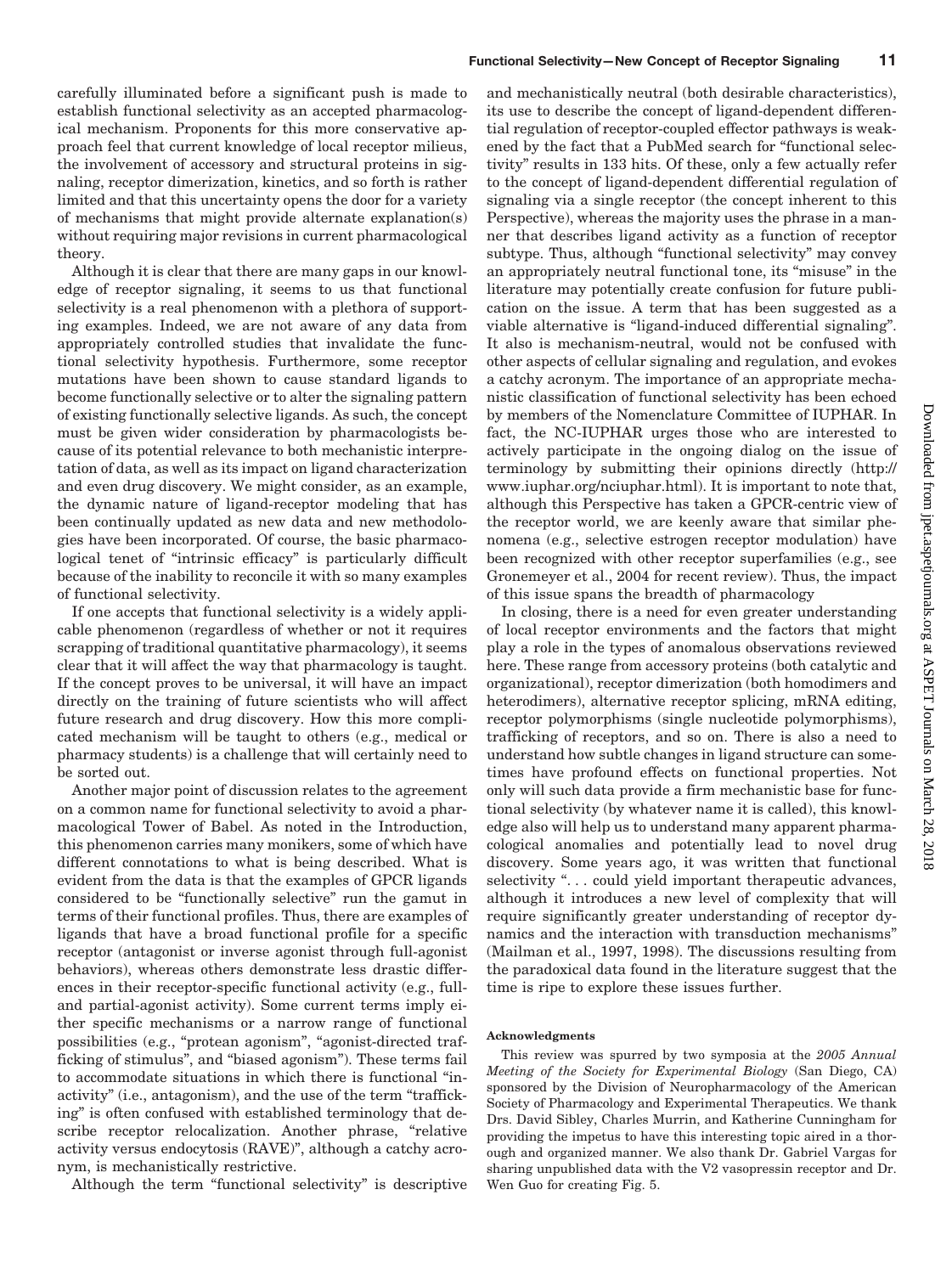carefully illuminated before a significant push is made to establish functional selectivity as an accepted pharmacological mechanism. Proponents for this more conservative approach feel that current knowledge of local receptor milieus, the involvement of accessory and structural proteins in signaling, receptor dimerization, kinetics, and so forth is rather limited and that this uncertainty opens the door for a variety of mechanisms that might provide alternate explanation(s) without requiring major revisions in current pharmacological theory.

Although it is clear that there are many gaps in our knowledge of receptor signaling, it seems to us that functional selectivity is a real phenomenon with a plethora of supporting examples. Indeed, we are not aware of any data from appropriately controlled studies that invalidate the functional selectivity hypothesis. Furthermore, some receptor mutations have been shown to cause standard ligands to become functionally selective or to alter the signaling pattern of existing functionally selective ligands. As such, the concept must be given wider consideration by pharmacologists because of its potential relevance to both mechanistic interpretation of data, as well as its impact on ligand characterization and even drug discovery. We might consider, as an example, the dynamic nature of ligand-receptor modeling that has been continually updated as new data and new methodologies have been incorporated. Of course, the basic pharmacological tenet of "intrinsic efficacy" is particularly difficult because of the inability to reconcile it with so many examples of functional selectivity.

If one accepts that functional selectivity is a widely applicable phenomenon (regardless of whether or not it requires scrapping of traditional quantitative pharmacology), it seems clear that it will affect the way that pharmacology is taught. If the concept proves to be universal, it will have an impact directly on the training of future scientists who will affect future research and drug discovery. How this more complicated mechanism will be taught to others (e.g., medical or pharmacy students) is a challenge that will certainly need to be sorted out.

Another major point of discussion relates to the agreement on a common name for functional selectivity to avoid a pharmacological Tower of Babel. As noted in the Introduction, this phenomenon carries many monikers, some of which have different connotations to what is being described. What is evident from the data is that the examples of GPCR ligands considered to be "functionally selective" run the gamut in terms of their functional profiles. Thus, there are examples of ligands that have a broad functional profile for a specific receptor (antagonist or inverse agonist through full-agonist behaviors), whereas others demonstrate less drastic differences in their receptor-specific functional activity (e.g., full- and partial-agonist activity). Some current terms imply either specific mechanisms or a narrow range of functional possibilities (e.g., "protean agonism", "agonist-directed trafficking of stimulus", and "biased agonism"). These terms fail to accommodate situations in which there is functional "inactivity" (i.e., antagonism), and the use of the term "trafficking" is often confused with established terminology that describe receptor relocalization. Another phrase, "relative activity versus endocytosis (RAVE)", although a catchy acronym, is mechanistically restrictive.

Although the term "functional selectivity" is descriptive and mechanistically neutral (both desirable characteristics), its use to describe the concept of ligand-dependent differential regulation of receptor-coupled effector pathways is weakened by the fact that a PubMed search for "functional selectivity" results in 133 hits. Of these, only a few actually refer to the concept of ligand-dependent differential regulation of signaling via a single receptor (the concept inherent to this Perspective), whereas the majority uses the phrase in a manner that describes ligand activity as a function of receptor subtype. Thus, although "functional selectivity" may convey an appropriately neutral functional tone, its "misuse" in the literature may potentially create confusion for future publication on the issue. A term that has been suggested as a viable alternative is "ligand-induced differential signaling". It also is mechanism-neutral, would not be confused with other aspects of cellular signaling and regulation, and evokes a catchy acronym. The importance of an appropriate mechanistic classification of functional selectivity has been echoed by members of the Nomenclature Committee of IUPHAR. In fact, the NC-IUPHAR urges those who are interested to actively participate in the ongoing dialog on the issue of terminology by submitting their opinions directly (http://www.iuphar.org/nciuphar.html). It is important to note that, although this Perspective has taken a GPCR-centric view of the receptor world, we are keenly aware that similar phenomena (e.g., selective estrogen receptor modulation) have been recognized with other receptor superfamilies (e.g., see Gronemeyer et al., 2004 for recent review). Thus, the impact of this issue spans the breadth of pharmacology

In closing, there is a need for even greater understanding of local receptor environments and the factors that might play a role in the types of anomalous observations reviewed here. These range from accessory proteins (both catalytic and organizational), receptor dimerization (both homodimers and heterodimers), alternative receptor splicing, mRNA editing, receptor polymorphisms (single nucleotide polymorphisms), trafficking of receptors, and so on. There is also a need to understand how subtle changes in ligand structure can sometimes have profound effects on functional properties. Not only will such data provide a firm mechanistic base for functional selectivity (by whatever name it is called), this knowledge also will help us to understand many apparent pharmacological anomalies and potentially lead to novel drug discovery. Some years ago, it was written that functional selectivity ". . . could yield important therapeutic advances, although it introduces a new level of complexity that will require significantly greater understanding of receptor dynamics and the interaction with transduction mechanisms" (Mailman et al., 1997, 1998). The discussions resulting from the paradoxical data found in the literature suggest that the time is ripe to explore these issues further.

#### Acknowledgments

This review was spurred by two symposia at the *2005 Annual Meeting of the Society for Experimental Biology* (San Diego, CA) sponsored by the Division of Neuropharmacology of the American Society of Pharmacology and Experimental Therapeutics. We thank Drs. David Sibley, Charles Murrin, and Katherine Cunningham for providing the impetus to have this interesting topic aired in a thorough and organized manner. We also thank Dr. Gabriel Vargas for sharing unpublished data with the V2 vasopressin receptor and Dr. Wen Guo for creating Fig. 5.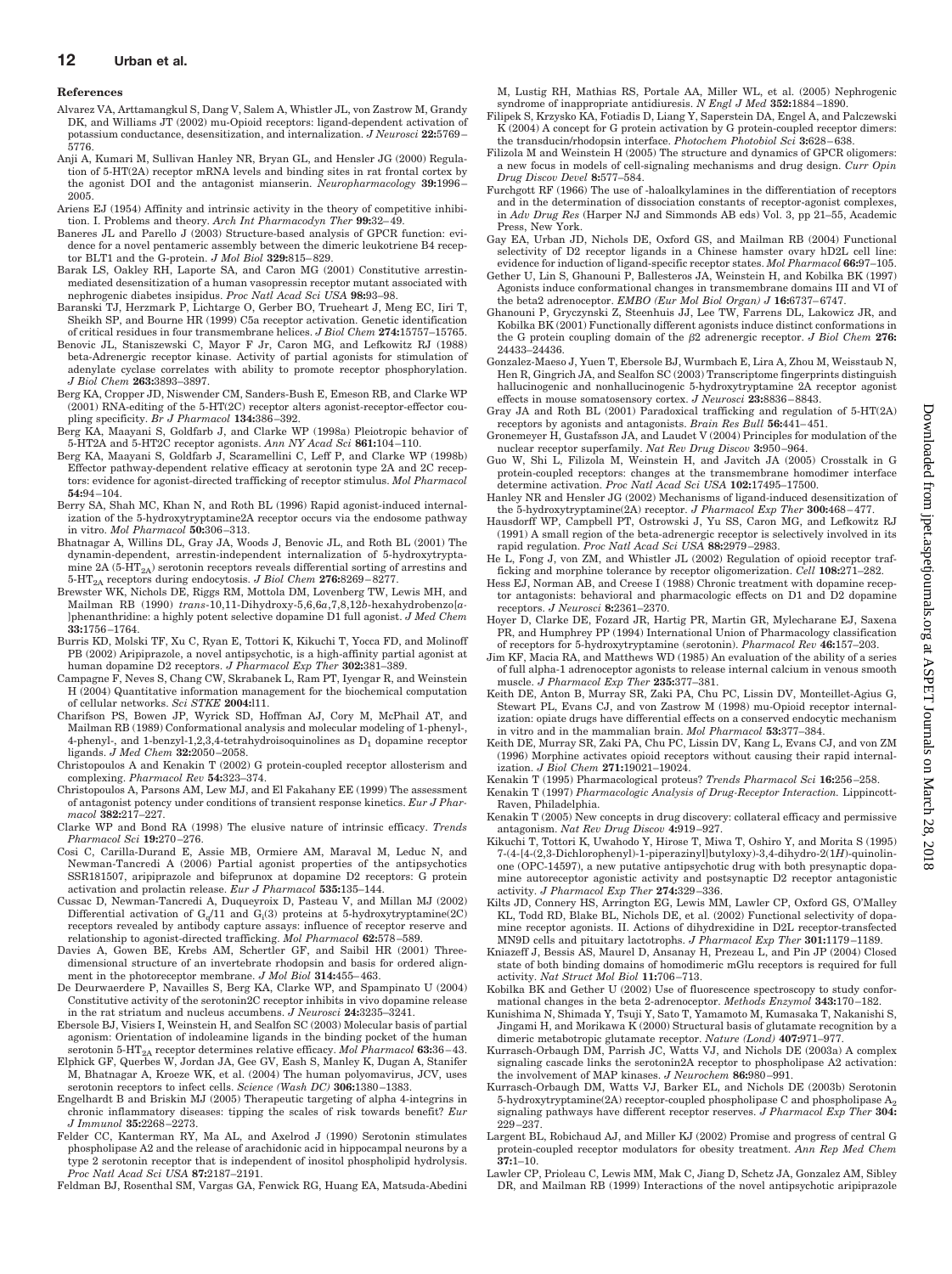### References

Alvarez VA, Arttamangkul S, Dang V, Salem A, Whistler JL, von Zastrow M, Grandy DK, and Williams JT (2002) mu-Opioid receptors: ligand-dependent activation of potassium conductance, desensitization, and internalization. *J Neurosci* **22:**5769–5776.

Anji A, Kumari M, Sullivan Hanley NR, Bryan GL, and Hensler JG (2000) Regulation of 5-HT(2A) receptor mRNA levels and binding sites in rat frontal cortex by the agonist DOI and the antagonist mianserin. *Neuropharmacology* **39:**1996–2005.

Ariens EJ (1954) Affinity and intrinsic activity in the theory of competitive inhibition. I. Problems and theory. *Arch Int Pharmacodyn Ther* **99:**32–49.

Baneres JL and Parello J (2003) Structure-based analysis of GPCR function: evidence for a novel pentameric assembly between the dimeric leukotriene B4 receptor BLT1 and the G-protein. *J Mol Biol* **329:**815–829.

Barak LS, Oakley RH, Laporte SA, and Caron MG (2001) Constitutive arrestin-mediated desensitization of a human vasopressin receptor mutant associated with nephrogenic diabetes insipidus. *Proc Natl Acad Sci USA* **98:**93–98.

Baranski TJ, Herzmark P, Lichtarge O, Gerber BO, Trueheart J, Meng EC, Iiri T, Sheikh SP, and Bourne HR (1999) C5a receptor activation. Genetic identification of critical residues in four transmembrane helices. *J Biol Chem* **274:**15757–15765.

Benovic JL, Staniszewski C, Mayor F Jr, Caron MG, and Lefkowitz RJ (1988) beta-Adrenergic receptor kinase. Activity of partial agonists for stimulation of adenylate cyclase correlates with ability to promote receptor phosphorylation. *J Biol Chem* **263:**3893–3897.

Berg KA, Cropper JD, Niswender CM, Sanders-Bush E, Emeson RB, and Clarke WP (2001) RNA-editing of the 5-HT(2C) receptor alters agonist-receptor-effector coupling specificity. *Br J Pharmacol* **134:**386–392.

Berg KA, Maayani S, Goldfarb J, and Clarke WP (1998a) Pleiotropic behavior of 5-HT2A and 5-HT2C receptor agonists. *Ann NY Acad Sci* **861:**104–110.

Berg KA, Maayani S, Goldfarb J, Scaramellini C, Leff P, and Clarke WP (1998b) Effector pathway-dependent relative efficacy at serotonin type 2A and 2C receptors: evidence for agonist-directed trafficking of receptor stimulus. *Mol Pharmacol* **54:**94–104.

Berry SA, Shah MC, Khan N, and Roth BL (1996) Rapid agonist-induced internalization of the 5-hydroxytryptamine2A receptor occurs via the endosome pathway in vitro. *Mol Pharmacol* **50:**306–313.

Bhatnagar A, Willins DL, Gray JA, Woods J, Benovic JL, and Roth BL (2001) The dynamin-dependent, arrestin-independent internalization of 5-hydroxytryptamine 2A ($5\text{-HT}_{2A}$) serotonin receptors reveals differential sorting of arrestins and $5\text{-HT}_{2A}$ receptors during endocytosis. *J Biol Chem* **276:**8269–8277.

Brewster WK, Nichols DE, Riggs RM, Mottola DM, Lovenberg TW, Lewis MH, and Mailman RB (1990) *trans*-10,11-Dihydroxy-5,6,6*a*,7,8,12*b*-hexahydrobenzo[*a*-]phenanthridine: a highly potent selective dopamine D1 full agonist. *J Med Chem* **33:**1756–1764.

Burris KD, Molski TF, Xu C, Ryan E, Tottori K, Kikuchi T, Yocca FD, and Molinoff PB (2002) Aripiprazole, a novel antipsychotic, is a high-affinity partial agonist at human dopamine D2 receptors. *J Pharmacol Exp Ther* **302:**381–389.

Campagne F, Neves S, Chang CW, Skrabanek L, Ram PT, Iyengar R, and Weinstein H (2004) Quantitative information management for the biochemical computation of cellular networks. *Sci STKE* **2004:**l11.

Charifson PS, Bowen JP, Wyrick SD, Hoffman AJ, Cory M, McPhail AT, and Mailman RB (1989) Conformational analysis and molecular modeling of 1-phenyl-, 4-phenyl-, and 1-benzyl-1,2,3,4-tetrahydroisoquinolines as $D_1$ dopamine receptor ligands. *J Med Chem* **32:**2050–2058.

Christopoulos A and Kenakin T (2002) G protein-coupled receptor allosterism and complexing. *Pharmacol Rev* **54:**323–374.

Christopoulos A, Parsons AM, Lew MJ, and El Fakahany EE (1999) The assessment of antagonist potency under conditions of transient response kinetics. *Eur J Pharmacol* **382:**217–227.

Clarke WP and Bond RA (1998) The elusive nature of intrinsic efficacy. *Trends Pharmacol Sci* **19:**270–276.

Cosi C, Carilla-Durand E, Assie MB, Ormiere AM, Maraval M, Leduc N, and Newman-Tancredi A (2006) Partial agonist properties of the antipsychotics SSR181507, aripiprazole and bifeprunox at dopamine D2 receptors: G protein activation and prolactin release. *Eur J Pharmacol* **535:**135–144.

Cussac D, Newman-Tancredi A, Duqueyroix D, Pasteau V, and Millan MJ (2002) Differential activation of $G_q$/11 and $G_i$(3) proteins at 5-hydroxytryptamine(2C) receptors revealed by antibody capture assays: influence of receptor reserve and relationship to agonist-directed trafficking. *Mol Pharmacol* **62:**578–589.

Davies A, Gowen BE, Krebs AM, Schertler GF, and Saibil HR (2001) Three-dimensional structure of an invertebrate rhodopsin and basis for ordered alignment in the photoreceptor membrane. *J Mol Biol* **314:**455–463.

De Deurwaerdere P, Navailles S, Berg KA, Clarke WP, and Spampinato U (2004) Constitutive activity of the serotonin2C receptor inhibits in vivo dopamine release in the rat striatum and nucleus accumbens. *J Neurosci* **24:**3235–3241.

Ebersole BJ, Visiers I, Weinstein H, and Sealfon SC (2003) Molecular basis of partial agonism: Orientation of indoleamine ligands in the binding pocket of the human serotonin $5\text{-HT}_{2A}$ receptor determines relative efficacy. *Mol Pharmacol* **63:**36–43.

Elphick GF, Querbes W, Jordan JA, Gee GV, Eash S, Manley K, Dugan A, Stanifer M, Bhatnagar A, Kroeze WK, et al. (2004) The human polyomavirus, JCV, uses serotonin receptors to infect cells. *Science (Wash DC)* **306:**1380–1383.

Engelhardt B and Briskin MJ (2005) Therapeutic targeting of alpha 4-integrins in chronic inflammatory diseases: tipping the scales of risk towards benefit? *Eur J Immunol* **35:**2268–2273.

Felder CC, Kanterman RY, Ma AL, and Axelrod J (1990) Serotonin stimulates phospholipase A2 and the release of arachidonic acid in hippocampal neurons by a type 2 serotonin receptor that is independent of inositol phospholipid hydrolysis. *Proc Natl Acad Sci USA* **87:**2187–2191.

Feldman BJ, Rosenthal SM, Vargas GA, Fenwick RG, Huang EA, Matsuda-Abedini M, Lustig RH, Mathias RS, Portale AA, Miller WL, et al. (2005) Nephrogenic syndrome of inappropriate antidiuresis. *N Engl J Med* **352:**1884–1890.

Filipek S, Krzysko KA, Fotiadis D, Liang Y, Saperstein DA, Engel A, and Palczewski K (2004) A concept for G protein activation by G protein-coupled receptor dimers: the transducin/rhodopsin interface. *Photochem Photobiol Sci* **3:**628–638.

Filizola M and Weinstein H (2005) The structure and dynamics of GPCR oligomers: a new focus in models of cell-signaling mechanisms and drug design. *Curr Opin Drug Discov Devel* **8:**577–584.

Furchgott RF (1966) The use of -haloalkylamines in the differentiation of receptors and in the determination of dissociation constants of receptor-agonist complexes, in *Adv Drug Res* (Harper NJ and Simmonds AB eds) Vol. 3, pp 21–55, Academic Press, New York.

Gay EA, Urban JD, Nichols DE, Oxford GS, and Mailman RB (2004) Functional selectivity of D2 receptor ligands in a Chinese hamster ovary hD2L cell line: evidence for induction of ligand-specific receptor states. *Mol Pharmacol* **66:**97–105.

Gether U, Lin S, Ghanouni P, Ballesteros JA, Weinstein H, and Kobilka BK (1997) Agonists induce conformational changes in transmembrane domains III and VI of the beta2 adrenoceptor. *EMBO (Eur Mol Biol Organ) J* **16:**6737–6747.

Ghanouni P, Gryczynski Z, Steenhuis JJ, Lee TW, Farrens DL, Lakowicz JR, and Kobilka BK (2001) Functionally different agonists induce distinct conformations in the G protein coupling domain of the β2 adrenergic receptor. *J Biol Chem* **276:**24433–24436.

Gonzalez-Maeso J, Yuen T, Ebersole BJ, Wurmbach E, Lira A, Zhou M, Weisstaub N, Hen R, Gingrich JA, and Sealfon SC (2003) Transcriptome fingerprints distinguish hallucinogenic and nonhallucinogenic 5-hydroxytryptamine 2A receptor agonist effects in mouse somatosensory cortex. *J Neurosci* **23:**8836–8843.

Gray JA and Roth BL (2001) Paradoxical trafficking and regulation of 5-HT(2A) receptors by agonists and antagonists. *Brain Res Bull* **56:**441–451.

Gronemeyer H, Gustafsson JA, and Laudet V (2004) Principles for modulation of the nuclear receptor superfamily. *Nat Rev Drug Discov* **3:**950–964.

Guo W, Shi L, Filizola M, Weinstein H, and Javitch JA (2005) Crosstalk in G protein-coupled receptors: changes at the transmembrane homodimer interface determine activation. *Proc Natl Acad Sci USA* **102:**17495–17500.

Hanley NR and Hensler JG (2002) Mechanisms of ligand-induced desensitization of the 5-hydroxytryptamine(2A) receptor. *J Pharmacol Exp Ther* **300:**468–477.

Hausdorff WP, Campbell PT, Ostrowski J, Yu SS, Caron MG, and Lefkowitz RJ (1991) A small region of the beta-adrenergic receptor is selectively involved in its rapid regulation. *Proc Natl Acad Sci USA* **88:**2979–2983.

He L, Fong J, von ZM, and Whistler JL (2002) Regulation of opioid receptor trafficking and morphine tolerance by receptor oligomerization. *Cell* **108:**271–282.

Hess EJ, Norman AB, and Creese I (1988) Chronic treatment with dopamine receptor antagonists: behavioral and pharmacologic effects on D1 and D2 dopamine receptors. *J Neurosci* **8:**2361–2370.

Hoyer D, Clarke DE, Fozard JR, Hartig PR, Martin GR, Mylecharane EJ, Saxena PR, and Humphrey PP (1994) International Union of Pharmacology classification of receptors for 5-hydroxytryptamine (serotonin). *Pharmacol Rev* **46:**157–203.

Jim KF, Macia RA, and Matthews WD (1985) An evaluation of the ability of a series of full alpha-1 adrenoceptor agonists to release internal calcium in venous smooth muscle. *J Pharmacol Exp Ther* **235:**377–381.

Keith DE, Anton B, Murray SR, Zaki PA, Chu PC, Lissin DV, Monteillet-Agius G, Stewart PL, Evans CJ, and von Zastrow M (1998) mu-Opioid receptor internalization: opiate drugs have differential effects on a conserved endocytic mechanism in vitro and in the mammalian brain. *Mol Pharmacol* **53:**377–384.

Keith DE, Murray SR, Zaki PA, Chu PC, Lissin DV, Kang L, Evans CJ, and von ZM (1996) Morphine activates opioid receptors without causing their rapid internalization. *J Biol Chem* **271:**19021–19024.

Kenakin T (1995) Pharmacological proteus? *Trends Pharmacol Sci* **16:**256–258.

Kenakin T (1997) *Pharmacologic Analysis of Drug-Receptor Interaction.* Lippincott-Raven, Philadelphia.

Kenakin T (2005) New concepts in drug discovery: collateral efficacy and permissive antagonism. *Nat Rev Drug Discov* **4:**919–927.

Kikuchi T, Tottori K, Uwahodo Y, Hirose T, Miwa T, Oshiro Y, and Morita S (1995) 7-(4-[4-(2,3-Dichlorophenyl)-1-piperazinyl]butyloxy)-3,4-dihydro-2(1*H*)-quinolinone (OPC-14597), a new putative antipsychotic drug with both presynaptic dopamine autoreceptor agonistic activity and postsynaptic D2 receptor antagonistic activity. *J Pharmacol Exp Ther* **274:**329–336.

Kilts JD, Connery HS, Arrington EG, Lewis MM, Lawler CP, Oxford GS, O'Malley KL, Todd RD, Blake BL, Nichols DE, et al. (2002) Functional selectivity of dopamine receptor agonists. II. Actions of dihydrexidine in D2L receptor-transfected MN9D cells and pituitary lactotrophs. *J Pharmacol Exp Ther* **301:**1179–1189.

Kniazeff J, Bessis AS, Maurel D, Ansanay H, Prezeau L, and Pin JP (2004) Closed state of both binding domains of homodimeric mGlu receptors is required for full activity. *Nat Struct Mol Biol* **11:**706–713.

Kobilka BK and Gether U (2002) Use of fluorescence spectroscopy to study conformational changes in the beta 2-adrenoceptor. *Methods Enzymol* **343:**170–182.

Kunishima N, Shimada Y, Tsuji Y, Sato T, Yamamoto M, Kumasaka T, Nakanishi S, Jingami H, and Morikawa K (2000) Structural basis of glutamate recognition by a dimeric metabotropic glutamate receptor. *Nature (Lond)* **407:**971–977.

Kurrasch-Orbaugh DM, Parrish JC, Watts VJ, and Nichols DE (2003a) A complex signaling cascade links the serotonin2A receptor to phospholipase A2 activation: the involvement of MAP kinases. *J Neurochem* **86:**980–991.

Kurrasch-Orbaugh DM, Watts VJ, Barker EL, and Nichols DE (2003b) Serotonin 5-hydroxytryptamine(2A) receptor-coupled phospholipase C and phospholipase $A_2$ signaling pathways have different receptor reserves. *J Pharmacol Exp Ther* **304:**229–237.

Largent BL, Robichaud AJ, and Miller KJ (2002) Promise and progress of central G protein-coupled receptor modulators for obesity treatment. *Ann Rep Med Chem* **37:**1–10.

Lawler CP, Prioleau C, Lewis MM, Mak C, Jiang D, Schetz JA, Gonzalez AM, Sibley DR, and Mailman RB (1999) Interactions of the novel antipsychotic aripiprazole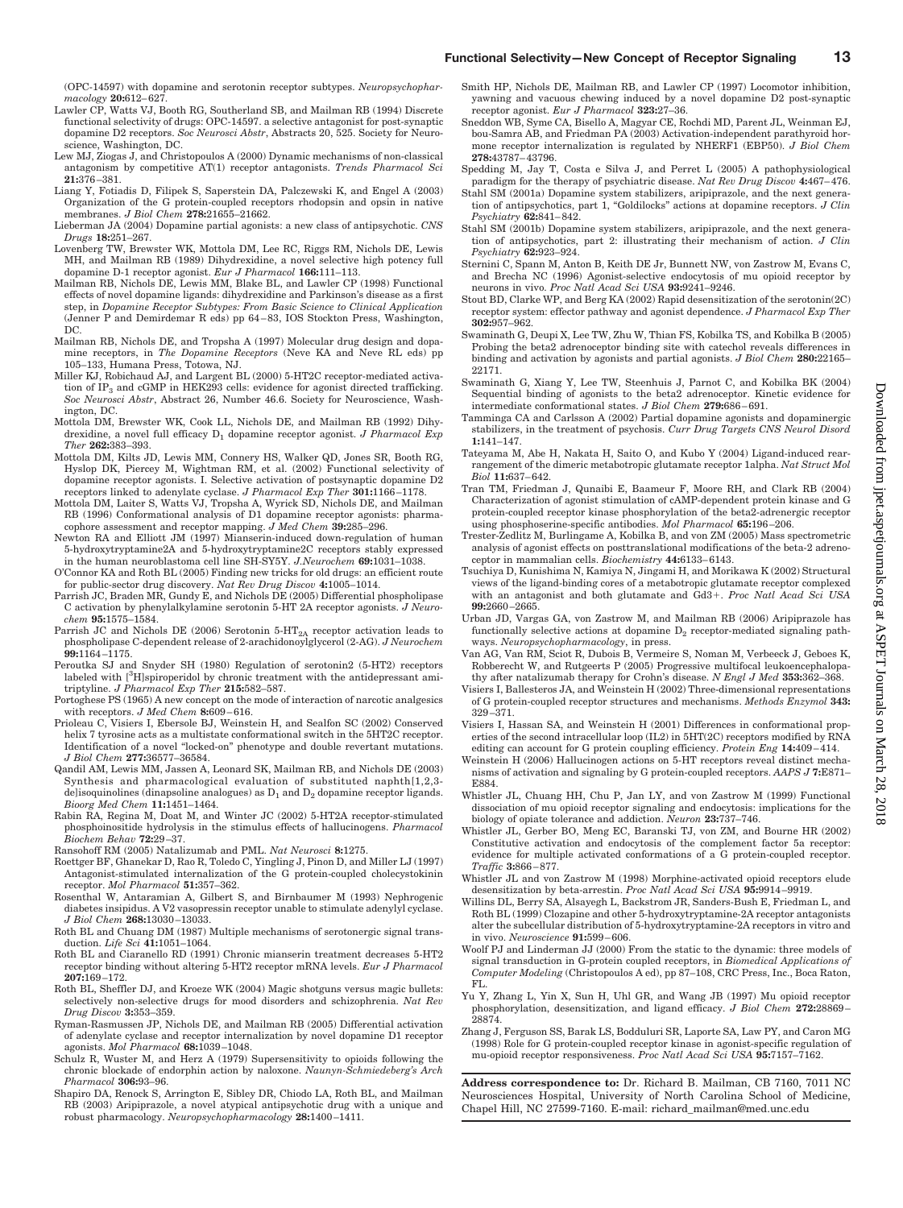(OPC-14597) with dopamine and serotonin receptor subtypes. *Neuropsychopharmacology* **20:**612–627.

Lawler CP, Watts VJ, Booth RG, Southerland SB, and Mailman RB (1994) Discrete functional selectivity of drugs: OPC-14597. a selective antagonist for post-synaptic dopamine D2 receptors. *Soc Neurosci Abstr*, Abstracts 20, 525. Society for Neuroscience, Washington, DC.

Lew MJ, Ziogas J, and Christopoulos A (2000) Dynamic mechanisms of non-classical antagonism by competitive AT(1) receptor antagonists. *Trends Pharmacol Sci* **21:**376–381.

Liang Y, Fotiadis D, Filipek S, Saperstein DA, Palczewski K, and Engel A (2003) Organization of the G protein-coupled receptors rhodopsin and opsin in native membranes. *J Biol Chem* **278:**21655–21662.

Lieberman JA (2004) Dopamine partial agonists: a new class of antipsychotic. *CNS Drugs* **18:**251–267.

Lovenberg TW, Brewster WK, Mottola DM, Lee RC, Riggs RM, Nichols DE, Lewis MH, and Mailman RB (1989) Dihydrexidine, a novel selective high potency full dopamine D-1 receptor agonist. *Eur J Pharmacol* **166:**111–113.

Mailman RB, Nichols DE, Lewis MM, Blake BL, and Lawler CP (1998) Functional effects of novel dopamine ligands: dihydrexidine and Parkinson's disease as a first step, in *Dopamine Receptor Subtypes: From Basic Science to Clinical Application* (Jenner P and Demirdemar R eds) pp 64–83, IOS Stockton Press, Washington, DC.

Mailman RB, Nichols DE, and Tropsha A (1997) Molecular drug design and dopamine receptors, in *The Dopamine Receptors* (Neve KA and Neve RL eds) pp 105–133, Humana Press, Totowa, NJ.

Miller KJ, Robichaud AJ, and Largent BL (2000) 5-HT2C receptor-mediated activation of $IP_3$ and cGMP in HEK293 cells: evidence for agonist directed trafficking. *Soc Neurosci Abstr*, Abstract 26, Number 46.6. Society for Neuroscience, Washington, DC.

Mottola DM, Brewster WK, Cook LL, Nichols DE, and Mailman RB (1992) Dihydrexidine, a novel full efficacy $D_1$ dopamine receptor agonist. *J Pharmacol Exp Ther* **262:**383–393.

Mottola DM, Kilts JD, Lewis MM, Connery HS, Walker QD, Jones SR, Booth RG, Hyslop DK, Piercey M, Wightman RM, et al. (2002) Functional selectivity of dopamine receptor agonists. I. Selective activation of postsynaptic dopamine D2 receptors linked to adenylate cyclase. *J Pharmacol Exp Ther* **301:**1166–1178.

Mottola DM, Laiter S, Watts VJ, Tropsha A, Wyrick SD, Nichols DE, and Mailman RB (1996) Conformational analysis of D1 dopamine receptor agonists: pharmacophore assessment and receptor mapping. *J Med Chem* **39:**285–296.

Newton RA and Elliott JM (1997) Mianserin-induced down-regulation of human 5-hydroxytryptamine2A and 5-hydroxytryptamine2C receptors stably expressed in the human neuroblastoma cell line SH-SY5Y. *J.Neurochem* **69:**1031–1038.

O'Connor KA and Roth BL (2005) Finding new tricks for old drugs: an efficient route for public-sector drug discovery. *Nat Rev Drug Discov* **4:**1005–1014.

Parrish JC, Braden MR, Gundy E, and Nichols DE (2005) Differential phospholipase C activation by phenylalkylamine serotonin 5-HT 2A receptor agonists. *J Neurochem* **95:**1575–1584.

Parrish JC and Nichols DE (2006) Serotonin 5-$HT_{2A}$ receptor activation leads to phospholipase C-dependent release of 2-arachidonoylglycerol (2-AG). *J Neurochem* **99:**1164–1175.

Peroutka SJ and Snyder SH (1980) Regulation of serotonin2 (5-HT2) receptors labeled with [$^3$H]spiroperidol by chronic treatment with the antidepressant amitriptyline. *J Pharmacol Exp Ther* **215:**582–587.

Portoghese PS (1965) A new concept on the mode of interaction of narcotic analgesics with receptors. *J Med Chem* **8:**609–616.

Prioleau C, Visiers I, Ebersole BJ, Weinstein H, and Sealfon SC (2002) Conserved helix 7 tyrosine acts as a multistate conformational switch in the 5HT2C receptor. Identification of a novel "locked-on" phenotype and double revertant mutations. *J Biol Chem* **277:**36577–36584.

Qandil AM, Lewis MM, Jassen A, Leonard SK, Mailman RB, and Nichols DE (2003) Synthesis and pharmacological evaluation of substituted naphth[1,2,3-de]isoquinolines (dinapsoline analogues) as $D_1$ and $D_2$ dopamine receptor ligands. *Bioorg Med Chem* **11:**1451–1464.

Rabin RA, Regina M, Doat M, and Winter JC (2002) 5-HT2A receptor-stimulated phosphoinositide hydrolysis in the stimulus effects of hallucinogens. *Pharmacol Biochem Behav* **72:**29–37.

Ransohoff RM (2005) Natalizumab and PML. *Nat Neurosci* **8:**1275.

Roettger BF, Ghanekar D, Rao R, Toledo C, Yingling J, Pinon D, and Miller LJ (1997) Antagonist-stimulated internalization of the G protein-coupled cholecystokinin receptor. *Mol Pharmacol* **51:**357–362.

Rosenthal W, Antaramian A, Gilbert S, and Birnbaumer M (1993) Nephrogenic diabetes insipidus. A V2 vasopressin receptor unable to stimulate adenylyl cyclase. *J Biol Chem* **268:**13030–13033.

Roth BL and Chuang DM (1987) Multiple mechanisms of serotonergic signal transduction. *Life Sci* **41:**1051–1064.

Roth BL and Ciaranello RD (1991) Chronic mianserin treatment decreases 5-HT2 receptor binding without altering 5-HT2 receptor mRNA levels. *Eur J Pharmacol* **207:**169–172.

Roth BL, Sheffler DJ, and Kroeze WK (2004) Magic shotguns versus magic bullets: selectively non-selective drugs for mood disorders and schizophrenia. *Nat Rev Drug Discov* **3:**353–359.

Ryman-Rasmussen JP, Nichols DE, and Mailman RB (2005) Differential activation of adenylate cyclase and receptor internalization by novel dopamine D1 receptor agonists. *Mol Pharmacol* **68:**1039–1048.

Schulz R, Wuster M, and Herz A (1979) Supersensitivity to opioids following the chronic blockade of endorphin action by naloxone. *Naunyn-Schmiedeberg's Arch Pharmacol* **306:**93–96.

Shapiro DA, Renock S, Arrington E, Sibley DR, Chiodo LA, Roth BL, and Mailman RB (2003) Aripiprazole, a novel atypical antipsychotic drug with a unique and robust pharmacology. *Neuropsychopharmacology* **28:**1400–1411.

Smith HP, Nichols DE, Mailman RB, and Lawler CP (1997) Locomotor inhibition, yawning and vacuous chewing induced by a novel dopamine D2 post-synaptic receptor agonist. *Eur J Pharmacol* **323:**27–36.

Sneddon WB, Syme CA, Bisello A, Magyar CE, Rochdi MD, Parent JL, Weinman EJ, bou-Samra AB, and Friedman PA (2003) Activation-independent parathyroid hormone receptor internalization is regulated by NHERF1 (EBP50). *J Biol Chem* **278:**43787–43796.

Spedding M, Jay T, Costa e Silva J, and Perret L (2005) A pathophysiological paradigm for the therapy of psychiatric disease. *Nat Rev Drug Discov* **4:**467–476.

Stahl SM (2001a) Dopamine system stabilizers, aripiprazole, and the next generation of antipsychotics, part 1, "Goldilocks" actions at dopamine receptors. *J Clin Psychiatry* **62:**841–842.

Stahl SM (2001b) Dopamine system stabilizers, aripiprazole, and the next generation of antipsychotics, part 2: illustrating their mechanism of action. *J Clin Psychiatry* **62:**923–924.

Sternini C, Spann M, Anton B, Keith DE Jr, Bunnett NW, von Zastrow M, Evans C, and Brecha NC (1996) Agonist-selective endocytosis of mu opioid receptor by neurons in vivo. *Proc Natl Acad Sci USA* **93:**9241–9246.

Stout BD, Clarke WP, and Berg KA (2002) Rapid desensitization of the serotonin(2C) receptor system: effector pathway and agonist dependence. *J Pharmacol Exp Ther* **302:**957–962.

Swaminath G, Deupi X, Lee TW, Zhu W, Thian FS, Kobilka TS, and Kobilka B (2005) Probing the beta2 adrenoceptor binding site with catechol reveals differences in binding and activation by agonists and partial agonists. *J Biol Chem* **280:**22165–22171.

Swaminath G, Xiang Y, Lee TW, Steenhuis J, Parnot C, and Kobilka BK (2004) Sequential binding of agonists to the beta2 adrenoceptor. Kinetic evidence for intermediate conformational states. *J Biol Chem* **279:**686–691.

Tamminga CA and Carlsson A (2002) Partial dopamine agonists and dopaminergic stabilizers, in the treatment of psychosis. *Curr Drug Targets CNS Neurol Disord* **1:**141–147.

Tateyama M, Abe H, Nakata H, Saito O, and Kubo Y (2004) Ligand-induced rearrangement of the dimeric metabotropic glutamate receptor 1alpha. *Nat Struct Mol Biol* **11:**637–642.

Tran TM, Friedman J, Qunaibi E, Baameur F, Moore RH, and Clark RB (2004) Characterization of agonist stimulation of cAMP-dependent protein kinase and G protein-coupled receptor kinase phosphorylation of the beta2-adrenergic receptor using phosphoserine-specific antibodies. *Mol Pharmacol* **65:**196–206.

Trester-Zedlitz M, Burlingame A, Kobilka B, and von ZM (2005) Mass spectrometric analysis of agonist effects on posttranslational modifications of the beta-2 adrenoceptor in mammalian cells. *Biochemistry* **44:**6133–6143.

Tsuchiya D, Kunishima N, Kamiya N, Jingami H, and Morikawa K (2002) Structural views of the ligand-binding cores of a metabotropic glutamate receptor complexed with an antagonist and both glutamate and Gd3+. *Proc Natl Acad Sci USA* **99:**2660–2665.

Urban JD, Vargas GA, von Zastrow M, and Mailman RB (2006) Aripiprazole has functionally selective actions at dopamine $D_2$ receptor-mediated signaling pathways. *Neuropsychopharmacology*, in press.

Van AG, Van RM, Sciot R, Dubois B, Vermeire S, Noman M, Verbeeck J, Geboes K, Robberecht W, and Rutgeerts P (2005) Progressive multifocal leukoencephalopathy after natalizumab therapy for Crohn's disease. *N Engl J Med* **353:**362–368.

Visiers I, Ballesteros JA, and Weinstein H (2002) Three-dimensional representations of G protein-coupled receptor structures and mechanisms. *Methods Enzymol* **343:** 329–371.

Visiers I, Hassan SA, and Weinstein H (2001) Differences in conformational properties of the second intracellular loop (IL2) in 5HT(2C) receptors modified by RNA editing can account for G protein coupling efficiency. *Protein Eng* **14:**409–414.

Weinstein H (2006) Hallucinogen actions on 5-HT receptors reveal distinct mechanisms of activation and signaling by G protein-coupled receptors. *AAPS J* **7:**E871–E884.

Whistler JL, Chuang HH, Chu P, Jan LY, and von Zastrow M (1999) Functional dissociation of mu opioid receptor signaling and endocytosis: implications for the biology of opiate tolerance and addiction. *Neuron* **23:**737–746.

Whistler JL, Gerber BO, Meng EC, Baranski TJ, von ZM, and Bourne HR (2002) Constitutive activation and endocytosis of the complement factor 5a receptor: evidence for multiple activated conformations of a G protein-coupled receptor. *Traffic* **3:**866–877.

Whistler JL and von Zastrow M (1998) Morphine-activated opioid receptors elude desensitization by beta-arrestin. *Proc Natl Acad Sci USA* **95:**9914–9919.

Willins DL, Berry SA, Alsayegh L, Backstrom JR, Sanders-Bush E, Friedman L, and Roth BL (1999) Clozapine and other 5-hydroxytryptamine-2A receptor antagonists alter the subcellular distribution of 5-hydroxytryptamine-2A receptors in vitro and in vivo. *Neuroscience* **91:**599–606.

Woolf PJ and Linderman JJ (2000) From the static to the dynamic: three models of signal transduction in G-protein coupled receptors, in *Biomedical Applications of Computer Modeling* (Christopoulos A ed), pp 87–108, CRC Press, Inc., Boca Raton, FL.

Yu Y, Zhang L, Yin X, Sun H, Uhl GR, and Wang JB (1997) Mu opioid receptor phosphorylation, desensitization, and ligand efficacy. *J Biol Chem* **272:**28869–28874.

Zhang J, Ferguson SS, Barak LS, Bodduluri SR, Laporte SA, Law PY, and Caron MG (1998) Role for G protein-coupled receptor kinase in agonist-specific regulation of mu-opioid receptor responsiveness. *Proc Natl Acad Sci USA* **95:**7157–7162.

**Address correspondence to:** Dr. Richard B. Mailman, CB 7160, 7011 NC Neurosciences Hospital, University of North Carolina School of Medicine, Chapel Hill, NC 27599-7160. E-mail: richard_mailman@med.unc.edu